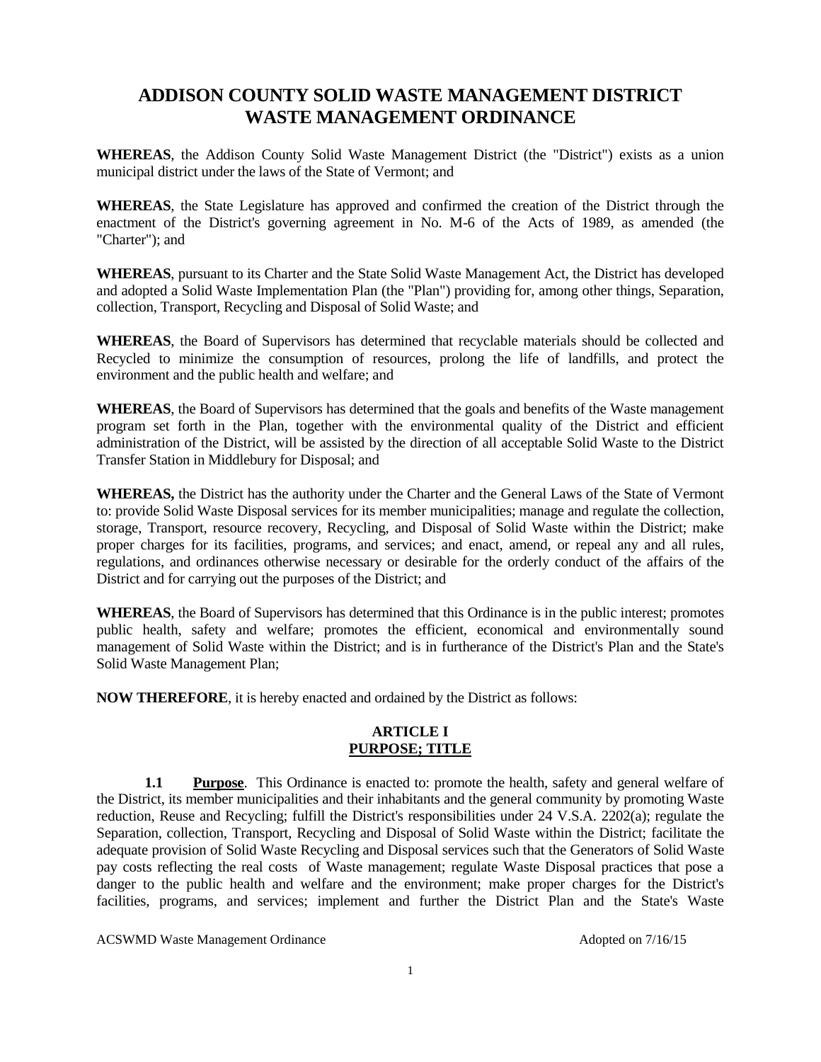# ADDISON COUNTY SOLID WASTE MANAGEMENT DISTRICT WASTE MANAGEMENT ORDINANCE

**WHEREAS**, the Addison County Solid Waste Management District (the "District") exists as a union municipal district under the laws of the State of Vermont; and

**WHEREAS**, the State Legislature has approved and confirmed the creation of the District through the enactment of the District's governing agreement in No. M-6 of the Acts of 1989, as amended (the "Charter"); and

**WHEREAS**, pursuant to its Charter and the State Solid Waste Management Act, the District has developed and adopted a Solid Waste Implementation Plan (the "Plan") providing for, among other things, Separation, collection, Transport, Recycling and Disposal of Solid Waste; and

**WHEREAS**, the Board of Supervisors has determined that recyclable materials should be collected and Recycled to minimize the consumption of resources, prolong the life of landfills, and protect the environment and the public health and welfare; and

**WHEREAS**, the Board of Supervisors has determined that the goals and benefits of the Waste management program set forth in the Plan, together with the environmental quality of the District and efficient administration of the District, will be assisted by the direction of all acceptable Solid Waste to the District Transfer Station in Middlebury for Disposal; and

**WHEREAS,** the District has the authority under the Charter and the General Laws of the State of Vermont to: provide Solid Waste Disposal services for its member municipalities; manage and regulate the collection, storage, Transport, resource recovery, Recycling, and Disposal of Solid Waste within the District; make proper charges for its facilities, programs, and services; and enact, amend, or repeal any and all rules, regulations, and ordinances otherwise necessary or desirable for the orderly conduct of the affairs of the District and for carrying out the purposes of the District; and

**WHEREAS**, the Board of Supervisors has determined that this Ordinance is in the public interest; promotes public health, safety and welfare; promotes the efficient, economical and environmentally sound management of Solid Waste within the District; and is in furtherance of the District's Plan and the State's Solid Waste Management Plan;

**NOW THEREFORE**, it is hereby enacted and ordained by the District as follows:

## ARTICLE I
## PURPOSE; TITLE

**1.1** **Purpose**. This Ordinance is enacted to: promote the health, safety and general welfare of the District, its member municipalities and their inhabitants and the general community by promoting Waste reduction, Reuse and Recycling; fulfill the District's responsibilities under 24 V.S.A. 2202(a); regulate the Separation, collection, Transport, Recycling and Disposal of Solid Waste within the District; facilitate the adequate provision of Solid Waste Recycling and Disposal services such that the Generators of Solid Waste pay costs reflecting the real costs of Waste management; regulate Waste Disposal practices that pose a danger to the public health and welfare and the environment; make proper charges for the District's facilities, programs, and services; implement and further the District Plan and the State's Waste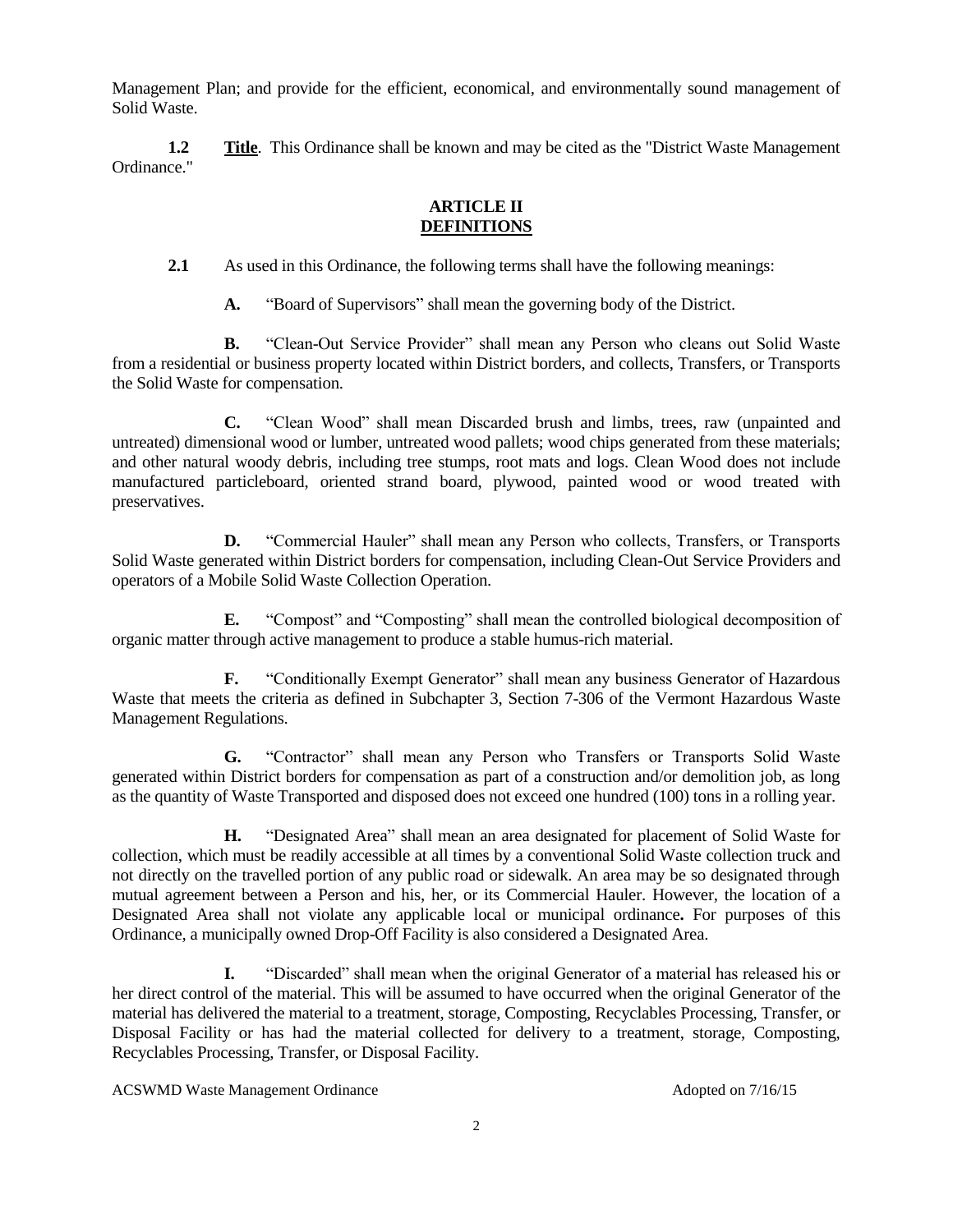Management Plan; and provide for the efficient, economical, and environmentally sound management of Solid Waste.

**1.2** **Title**. This Ordinance shall be known and may be cited as the "District Waste Management Ordinance."

## ARTICLE II
## DEFINITIONS

**2.1** As used in this Ordinance, the following terms shall have the following meanings:

**A.** "Board of Supervisors" shall mean the governing body of the District.

**B.** "Clean-Out Service Provider" shall mean any Person who cleans out Solid Waste from a residential or business property located within District borders, and collects, Transfers, or Transports the Solid Waste for compensation.

**C.** "Clean Wood" shall mean Discarded brush and limbs, trees, raw (unpainted and untreated) dimensional wood or lumber, untreated wood pallets; wood chips generated from these materials; and other natural woody debris, including tree stumps, root mats and logs. Clean Wood does not include manufactured particleboard, oriented strand board, plywood, painted wood or wood treated with preservatives.

**D.** "Commercial Hauler" shall mean any Person who collects, Transfers, or Transports Solid Waste generated within District borders for compensation, including Clean-Out Service Providers and operators of a Mobile Solid Waste Collection Operation.

**E.** "Compost" and "Composting" shall mean the controlled biological decomposition of organic matter through active management to produce a stable humus-rich material.

**F.** "Conditionally Exempt Generator" shall mean any business Generator of Hazardous Waste that meets the criteria as defined in Subchapter 3, Section 7-306 of the Vermont Hazardous Waste Management Regulations.

**G.** "Contractor" shall mean any Person who Transfers or Transports Solid Waste generated within District borders for compensation as part of a construction and/or demolition job, as long as the quantity of Waste Transported and disposed does not exceed one hundred (100) tons in a rolling year.

**H.** "Designated Area" shall mean an area designated for placement of Solid Waste for collection, which must be readily accessible at all times by a conventional Solid Waste collection truck and not directly on the travelled portion of any public road or sidewalk. An area may be so designated through mutual agreement between a Person and his, her, or its Commercial Hauler. However, the location of a Designated Area shall not violate any applicable local or municipal ordinance**.** For purposes of this Ordinance, a municipally owned Drop-Off Facility is also considered a Designated Area.

**I.** "Discarded" shall mean when the original Generator of a material has released his or her direct control of the material. This will be assumed to have occurred when the original Generator of the material has delivered the material to a treatment, storage, Composting, Recyclables Processing, Transfer, or Disposal Facility or has had the material collected for delivery to a treatment, storage, Composting, Recyclables Processing, Transfer, or Disposal Facility.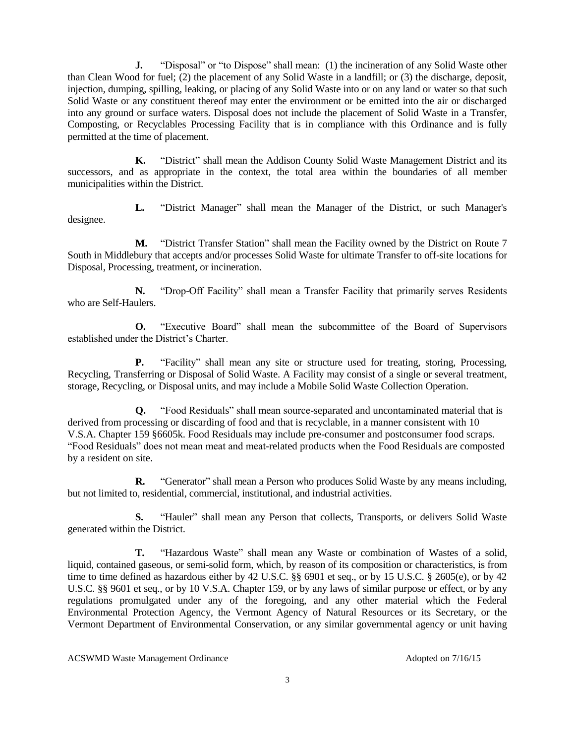**J.** "Disposal" or "to Dispose" shall mean: (1) the incineration of any Solid Waste other than Clean Wood for fuel; (2) the placement of any Solid Waste in a landfill; or (3) the discharge, deposit, injection, dumping, spilling, leaking, or placing of any Solid Waste into or on any land or water so that such Solid Waste or any constituent thereof may enter the environment or be emitted into the air or discharged into any ground or surface waters. Disposal does not include the placement of Solid Waste in a Transfer, Composting, or Recyclables Processing Facility that is in compliance with this Ordinance and is fully permitted at the time of placement.

**K.** "District" shall mean the Addison County Solid Waste Management District and its successors, and as appropriate in the context, the total area within the boundaries of all member municipalities within the District.

**L.** "District Manager" shall mean the Manager of the District, or such Manager's designee.

**M.** "District Transfer Station" shall mean the Facility owned by the District on Route 7 South in Middlebury that accepts and/or processes Solid Waste for ultimate Transfer to off-site locations for Disposal, Processing, treatment, or incineration.

**N.** "Drop-Off Facility" shall mean a Transfer Facility that primarily serves Residents who are Self-Haulers.

**O.** "Executive Board" shall mean the subcommittee of the Board of Supervisors established under the District's Charter.

**P.** "Facility" shall mean any site or structure used for treating, storing, Processing, Recycling, Transferring or Disposal of Solid Waste. A Facility may consist of a single or several treatment, storage, Recycling, or Disposal units, and may include a Mobile Solid Waste Collection Operation.

**Q.** "Food Residuals" shall mean source-separated and uncontaminated material that is derived from processing or discarding of food and that is recyclable, in a manner consistent with 10 V.S.A. Chapter 159 §6605k. Food Residuals may include pre-consumer and postconsumer food scraps. "Food Residuals" does not mean meat and meat-related products when the Food Residuals are composted by a resident on site.

**R.** "Generator" shall mean a Person who produces Solid Waste by any means including, but not limited to, residential, commercial, institutional, and industrial activities.

**S.** "Hauler" shall mean any Person that collects, Transports, or delivers Solid Waste generated within the District.

**T.** "Hazardous Waste" shall mean any Waste or combination of Wastes of a solid, liquid, contained gaseous, or semi-solid form, which, by reason of its composition or characteristics, is from time to time defined as hazardous either by 42 U.S.C. §§ 6901 et seq., or by 15 U.S.C. § 2605(e), or by 42 U.S.C. §§ 9601 et seq., or by 10 V.S.A. Chapter 159, or by any laws of similar purpose or effect, or by any regulations promulgated under any of the foregoing, and any other material which the Federal Environmental Protection Agency, the Vermont Agency of Natural Resources or its Secretary, or the Vermont Department of Environmental Conservation, or any similar governmental agency or unit having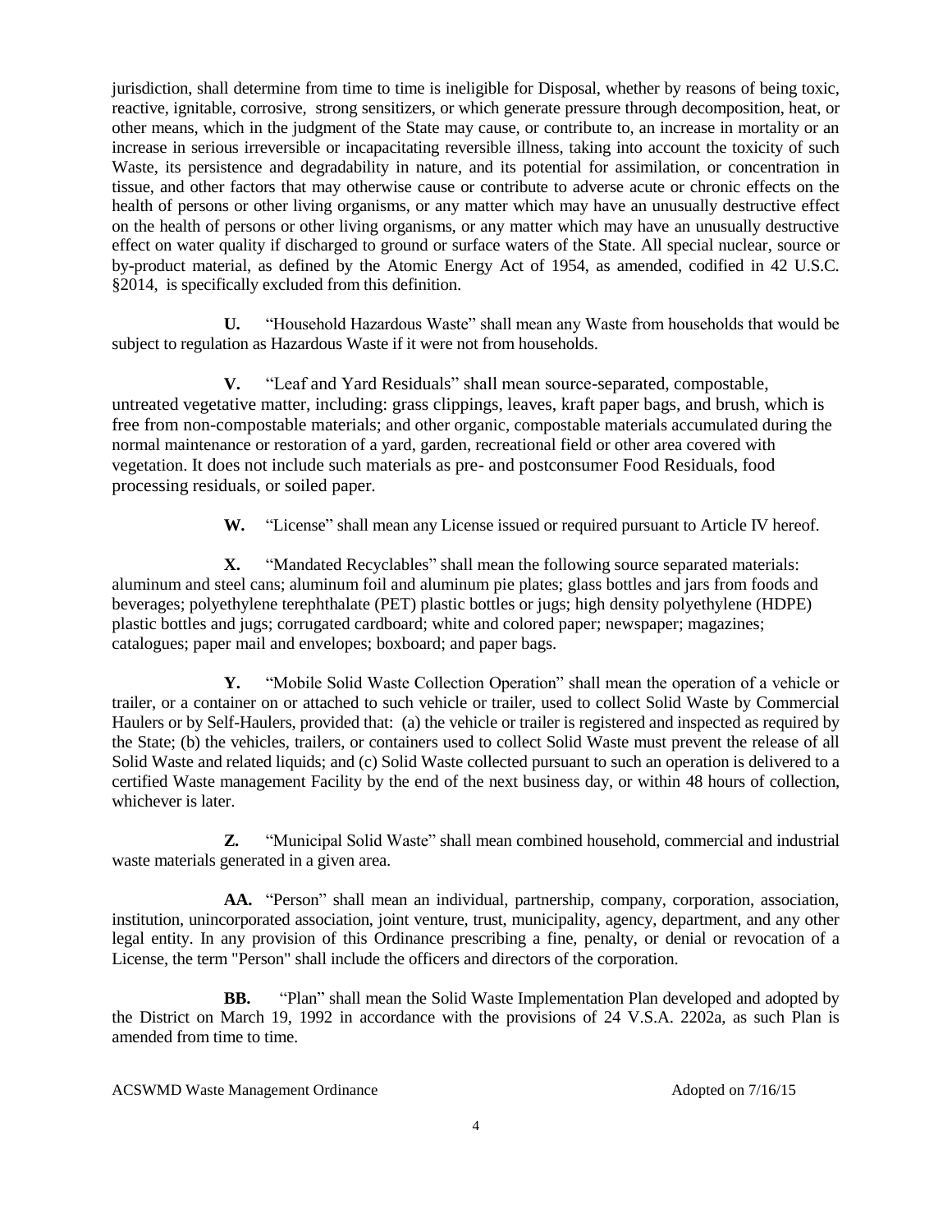jurisdiction, shall determine from time to time is ineligible for Disposal, whether by reasons of being toxic, reactive, ignitable, corrosive, strong sensitizers, or which generate pressure through decomposition, heat, or other means, which in the judgment of the State may cause, or contribute to, an increase in mortality or an increase in serious irreversible or incapacitating reversible illness, taking into account the toxicity of such Waste, its persistence and degradability in nature, and its potential for assimilation, or concentration in tissue, and other factors that may otherwise cause or contribute to adverse acute or chronic effects on the health of persons or other living organisms, or any matter which may have an unusually destructive effect on the health of persons or other living organisms, or any matter which may have an unusually destructive effect on water quality if discharged to ground or surface waters of the State. All special nuclear, source or by-product material, as defined by the Atomic Energy Act of 1954, as amended, codified in 42 U.S.C. §2014, is specifically excluded from this definition.

**U.** "Household Hazardous Waste" shall mean any Waste from households that would be subject to regulation as Hazardous Waste if it were not from households.

**V.** "Leaf and Yard Residuals" shall mean source-separated, compostable, untreated vegetative matter, including: grass clippings, leaves, kraft paper bags, and brush, which is free from non-compostable materials; and other organic, compostable materials accumulated during the normal maintenance or restoration of a yard, garden, recreational field or other area covered with vegetation. It does not include such materials as pre- and postconsumer Food Residuals, food processing residuals, or soiled paper.

**W.** "License" shall mean any License issued or required pursuant to Article IV hereof.

**X.** "Mandated Recyclables" shall mean the following source separated materials: aluminum and steel cans; aluminum foil and aluminum pie plates; glass bottles and jars from foods and beverages; polyethylene terephthalate (PET) plastic bottles or jugs; high density polyethylene (HDPE) plastic bottles and jugs; corrugated cardboard; white and colored paper; newspaper; magazines; catalogues; paper mail and envelopes; boxboard; and paper bags.

**Y.** "Mobile Solid Waste Collection Operation" shall mean the operation of a vehicle or trailer, or a container on or attached to such vehicle or trailer, used to collect Solid Waste by Commercial Haulers or by Self-Haulers, provided that: (a) the vehicle or trailer is registered and inspected as required by the State; (b) the vehicles, trailers, or containers used to collect Solid Waste must prevent the release of all Solid Waste and related liquids; and (c) Solid Waste collected pursuant to such an operation is delivered to a certified Waste management Facility by the end of the next business day, or within 48 hours of collection, whichever is later.

**Z.** "Municipal Solid Waste" shall mean combined household, commercial and industrial waste materials generated in a given area.

**AA.** "Person" shall mean an individual, partnership, company, corporation, association, institution, unincorporated association, joint venture, trust, municipality, agency, department, and any other legal entity. In any provision of this Ordinance prescribing a fine, penalty, or denial or revocation of a License, the term "Person" shall include the officers and directors of the corporation.

**BB.** "Plan" shall mean the Solid Waste Implementation Plan developed and adopted by the District on March 19, 1992 in accordance with the provisions of 24 V.S.A. 2202a, as such Plan is amended from time to time.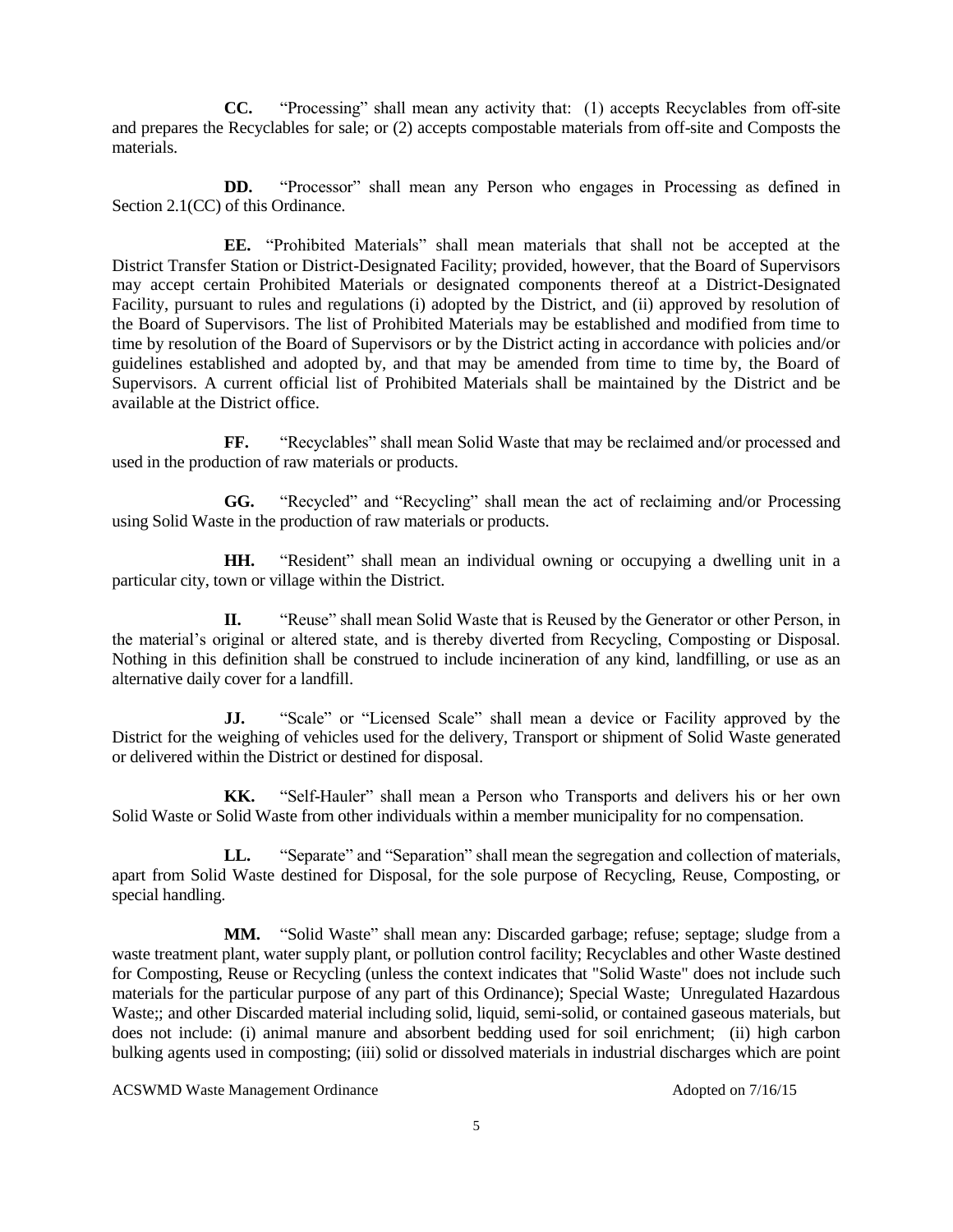**CC.** "Processing" shall mean any activity that: (1) accepts Recyclables from off-site and prepares the Recyclables for sale; or (2) accepts compostable materials from off-site and Composts the materials.

**DD.** "Processor" shall mean any Person who engages in Processing as defined in Section 2.1(CC) of this Ordinance.

**EE.** "Prohibited Materials" shall mean materials that shall not be accepted at the District Transfer Station or District-Designated Facility; provided, however, that the Board of Supervisors may accept certain Prohibited Materials or designated components thereof at a District-Designated Facility, pursuant to rules and regulations (i) adopted by the District, and (ii) approved by resolution of the Board of Supervisors. The list of Prohibited Materials may be established and modified from time to time by resolution of the Board of Supervisors or by the District acting in accordance with policies and/or guidelines established and adopted by, and that may be amended from time to time by, the Board of Supervisors. A current official list of Prohibited Materials shall be maintained by the District and be available at the District office.

**FF.** "Recyclables" shall mean Solid Waste that may be reclaimed and/or processed and used in the production of raw materials or products.

**GG.** "Recycled" and "Recycling" shall mean the act of reclaiming and/or Processing using Solid Waste in the production of raw materials or products.

**HH.** "Resident" shall mean an individual owning or occupying a dwelling unit in a particular city, town or village within the District.

**II.** "Reuse" shall mean Solid Waste that is Reused by the Generator or other Person, in the material's original or altered state, and is thereby diverted from Recycling, Composting or Disposal. Nothing in this definition shall be construed to include incineration of any kind, landfilling, or use as an alternative daily cover for a landfill.

**JJ.** "Scale" or "Licensed Scale" shall mean a device or Facility approved by the District for the weighing of vehicles used for the delivery, Transport or shipment of Solid Waste generated or delivered within the District or destined for disposal.

**KK.** "Self-Hauler" shall mean a Person who Transports and delivers his or her own Solid Waste or Solid Waste from other individuals within a member municipality for no compensation.

**LL.** "Separate" and "Separation" shall mean the segregation and collection of materials, apart from Solid Waste destined for Disposal, for the sole purpose of Recycling, Reuse, Composting, or special handling.

**MM.** "Solid Waste" shall mean any: Discarded garbage; refuse; septage; sludge from a waste treatment plant, water supply plant, or pollution control facility; Recyclables and other Waste destined for Composting, Reuse or Recycling (unless the context indicates that "Solid Waste" does not include such materials for the particular purpose of any part of this Ordinance); Special Waste; Unregulated Hazardous Waste;; and other Discarded material including solid, liquid, semi-solid, or contained gaseous materials, but does not include: (i) animal manure and absorbent bedding used for soil enrichment; (ii) high carbon bulking agents used in composting; (iii) solid or dissolved materials in industrial discharges which are point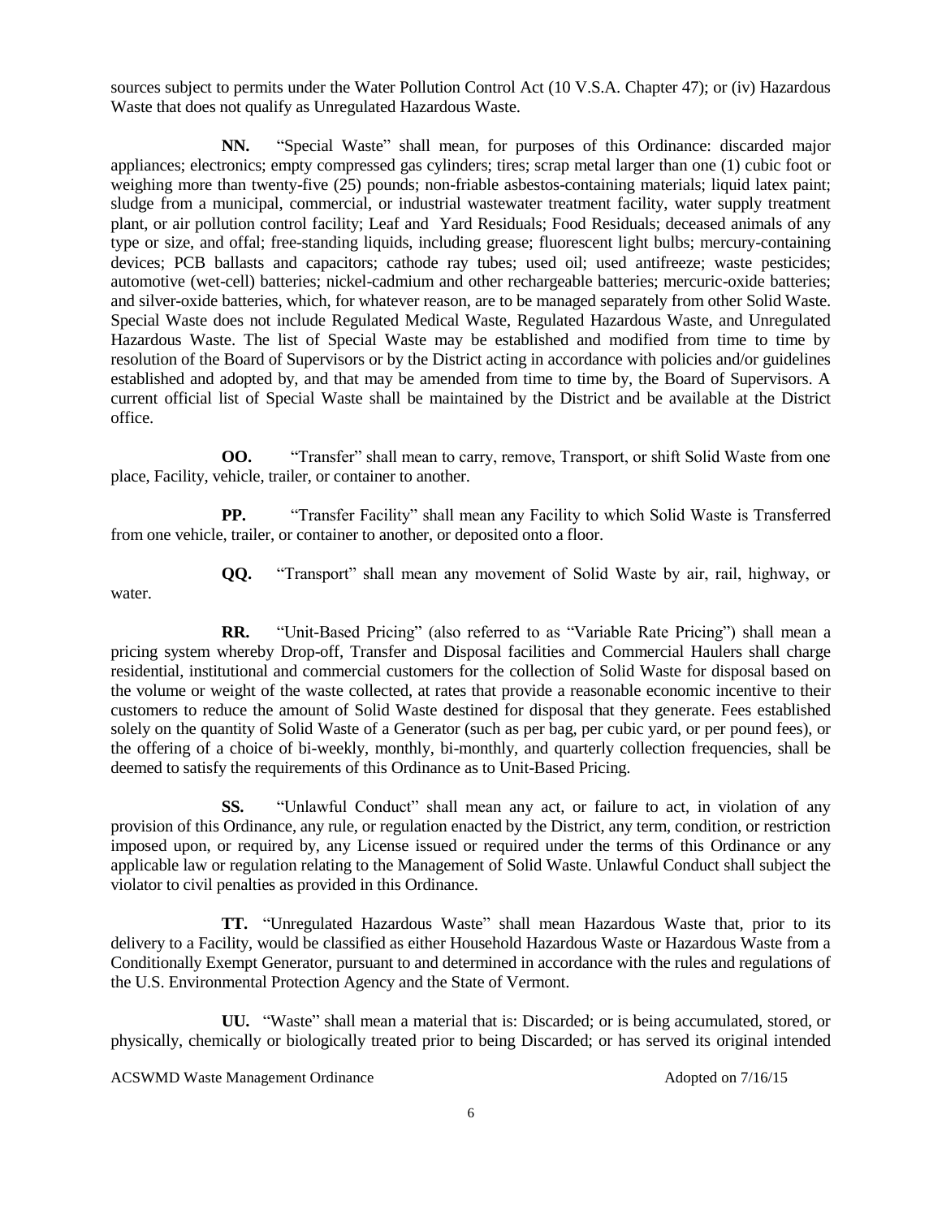sources subject to permits under the Water Pollution Control Act (10 V.S.A. Chapter 47); or (iv) Hazardous Waste that does not qualify as Unregulated Hazardous Waste.

**NN.** "Special Waste" shall mean, for purposes of this Ordinance: discarded major appliances; electronics; empty compressed gas cylinders; tires; scrap metal larger than one (1) cubic foot or weighing more than twenty-five (25) pounds; non-friable asbestos-containing materials; liquid latex paint; sludge from a municipal, commercial, or industrial wastewater treatment facility, water supply treatment plant, or air pollution control facility; Leaf and Yard Residuals; Food Residuals; deceased animals of any type or size, and offal; free-standing liquids, including grease; fluorescent light bulbs; mercury-containing devices; PCB ballasts and capacitors; cathode ray tubes; used oil; used antifreeze; waste pesticides; automotive (wet-cell) batteries; nickel-cadmium and other rechargeable batteries; mercuric-oxide batteries; and silver-oxide batteries, which, for whatever reason, are to be managed separately from other Solid Waste. Special Waste does not include Regulated Medical Waste, Regulated Hazardous Waste, and Unregulated Hazardous Waste. The list of Special Waste may be established and modified from time to time by resolution of the Board of Supervisors or by the District acting in accordance with policies and/or guidelines established and adopted by, and that may be amended from time to time by, the Board of Supervisors. A current official list of Special Waste shall be maintained by the District and be available at the District office.

**OO.** "Transfer" shall mean to carry, remove, Transport, or shift Solid Waste from one place, Facility, vehicle, trailer, or container to another.

**PP.** "Transfer Facility" shall mean any Facility to which Solid Waste is Transferred from one vehicle, trailer, or container to another, or deposited onto a floor.

**QQ.** "Transport" shall mean any movement of Solid Waste by air, rail, highway, or water.

**RR.** "Unit-Based Pricing" (also referred to as "Variable Rate Pricing") shall mean a pricing system whereby Drop-off, Transfer and Disposal facilities and Commercial Haulers shall charge residential, institutional and commercial customers for the collection of Solid Waste for disposal based on the volume or weight of the waste collected, at rates that provide a reasonable economic incentive to their customers to reduce the amount of Solid Waste destined for disposal that they generate. Fees established solely on the quantity of Solid Waste of a Generator (such as per bag, per cubic yard, or per pound fees), or the offering of a choice of bi-weekly, monthly, bi-monthly, and quarterly collection frequencies, shall be deemed to satisfy the requirements of this Ordinance as to Unit-Based Pricing.

**SS.** "Unlawful Conduct" shall mean any act, or failure to act, in violation of any provision of this Ordinance, any rule, or regulation enacted by the District, any term, condition, or restriction imposed upon, or required by, any License issued or required under the terms of this Ordinance or any applicable law or regulation relating to the Management of Solid Waste. Unlawful Conduct shall subject the violator to civil penalties as provided in this Ordinance.

**TT.** "Unregulated Hazardous Waste" shall mean Hazardous Waste that, prior to its delivery to a Facility, would be classified as either Household Hazardous Waste or Hazardous Waste from a Conditionally Exempt Generator, pursuant to and determined in accordance with the rules and regulations of the U.S. Environmental Protection Agency and the State of Vermont.

**UU.** "Waste" shall mean a material that is: Discarded; or is being accumulated, stored, or physically, chemically or biologically treated prior to being Discarded; or has served its original intended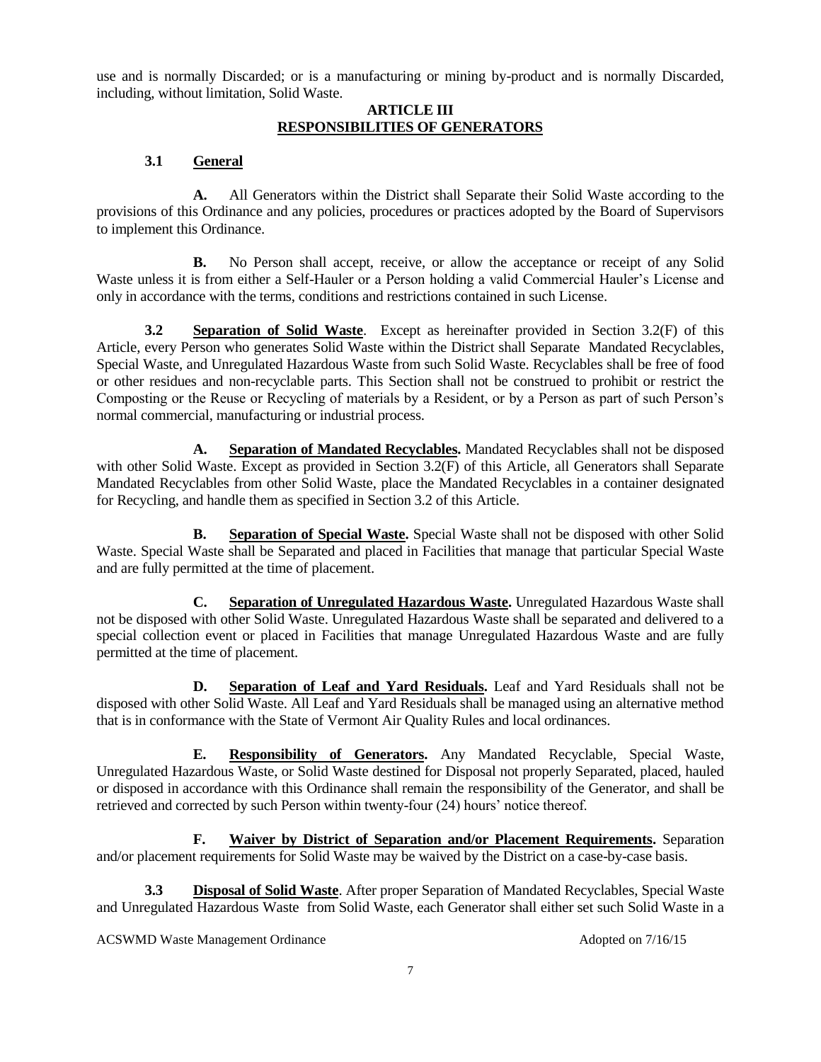use and is normally Discarded; or is a manufacturing or mining by-product and is normally Discarded, including, without limitation, Solid Waste.

## ARTICLE III
## RESPONSIBILITIES OF GENERATORS

**3.1 General**

**A.** All Generators within the District shall Separate their Solid Waste according to the provisions of this Ordinance and any policies, procedures or practices adopted by the Board of Supervisors to implement this Ordinance.

**B.** No Person shall accept, receive, or allow the acceptance or receipt of any Solid Waste unless it is from either a Self-Hauler or a Person holding a valid Commercial Hauler's License and only in accordance with the terms, conditions and restrictions contained in such License.

**3.2 Separation of Solid Waste**. Except as hereinafter provided in Section 3.2(F) of this Article, every Person who generates Solid Waste within the District shall Separate Mandated Recyclables, Special Waste, and Unregulated Hazardous Waste from such Solid Waste. Recyclables shall be free of food or other residues and non-recyclable parts. This Section shall not be construed to prohibit or restrict the Composting or the Reuse or Recycling of materials by a Resident, or by a Person as part of such Person's normal commercial, manufacturing or industrial process.

**A. Separation of Mandated Recyclables.** Mandated Recyclables shall not be disposed with other Solid Waste. Except as provided in Section 3.2(F) of this Article, all Generators shall Separate Mandated Recyclables from other Solid Waste, place the Mandated Recyclables in a container designated for Recycling, and handle them as specified in Section 3.2 of this Article.

**B. Separation of Special Waste.** Special Waste shall not be disposed with other Solid Waste. Special Waste shall be Separated and placed in Facilities that manage that particular Special Waste and are fully permitted at the time of placement.

**C. Separation of Unregulated Hazardous Waste.** Unregulated Hazardous Waste shall not be disposed with other Solid Waste. Unregulated Hazardous Waste shall be separated and delivered to a special collection event or placed in Facilities that manage Unregulated Hazardous Waste and are fully permitted at the time of placement.

**D. Separation of Leaf and Yard Residuals.** Leaf and Yard Residuals shall not be disposed with other Solid Waste. All Leaf and Yard Residuals shall be managed using an alternative method that is in conformance with the State of Vermont Air Quality Rules and local ordinances.

**E. Responsibility of Generators.** Any Mandated Recyclable, Special Waste, Unregulated Hazardous Waste, or Solid Waste destined for Disposal not properly Separated, placed, hauled or disposed in accordance with this Ordinance shall remain the responsibility of the Generator, and shall be retrieved and corrected by such Person within twenty-four (24) hours' notice thereof.

**F. Waiver by District of Separation and/or Placement Requirements.** Separation and/or placement requirements for Solid Waste may be waived by the District on a case-by-case basis.

**3.3 Disposal of Solid Waste**. After proper Separation of Mandated Recyclables, Special Waste and Unregulated Hazardous Waste from Solid Waste, each Generator shall either set such Solid Waste in a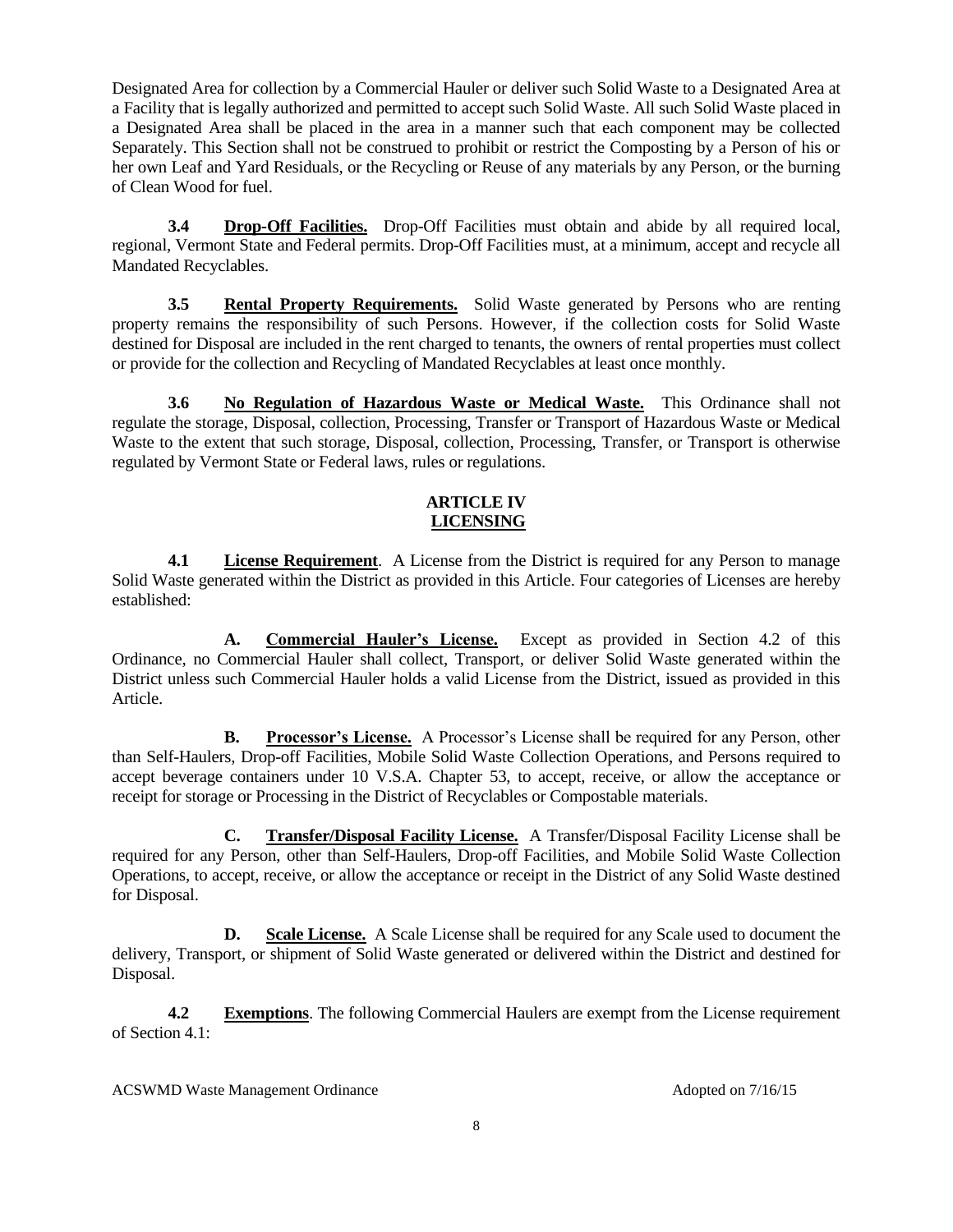Designated Area for collection by a Commercial Hauler or deliver such Solid Waste to a Designated Area at a Facility that is legally authorized and permitted to accept such Solid Waste. All such Solid Waste placed in a Designated Area shall be placed in the area in a manner such that each component may be collected Separately. This Section shall not be construed to prohibit or restrict the Composting by a Person of his or her own Leaf and Yard Residuals, or the Recycling or Reuse of any materials by any Person, or the burning of Clean Wood for fuel.

**3.4** **Drop-Off Facilities.** Drop-Off Facilities must obtain and abide by all required local, regional, Vermont State and Federal permits. Drop-Off Facilities must, at a minimum, accept and recycle all Mandated Recyclables.

**3.5** **Rental Property Requirements.** Solid Waste generated by Persons who are renting property remains the responsibility of such Persons. However, if the collection costs for Solid Waste destined for Disposal are included in the rent charged to tenants, the owners of rental properties must collect or provide for the collection and Recycling of Mandated Recyclables at least once monthly.

**3.6** **No Regulation of Hazardous Waste or Medical Waste.** This Ordinance shall not regulate the storage, Disposal, collection, Processing, Transfer or Transport of Hazardous Waste or Medical Waste to the extent that such storage, Disposal, collection, Processing, Transfer, or Transport is otherwise regulated by Vermont State or Federal laws, rules or regulations.

## ARTICLE IV
## LICENSING

**4.1** **License Requirement**. A License from the District is required for any Person to manage Solid Waste generated within the District as provided in this Article. Four categories of Licenses are hereby established:

**A.** **Commercial Hauler's License.** Except as provided in Section 4.2 of this Ordinance, no Commercial Hauler shall collect, Transport, or deliver Solid Waste generated within the District unless such Commercial Hauler holds a valid License from the District, issued as provided in this Article.

**B.** **Processor's License.** A Processor's License shall be required for any Person, other than Self-Haulers, Drop-off Facilities, Mobile Solid Waste Collection Operations, and Persons required to accept beverage containers under 10 V.S.A. Chapter 53, to accept, receive, or allow the acceptance or receipt for storage or Processing in the District of Recyclables or Compostable materials.

**C.** **Transfer/Disposal Facility License.** A Transfer/Disposal Facility License shall be required for any Person, other than Self-Haulers, Drop-off Facilities, and Mobile Solid Waste Collection Operations, to accept, receive, or allow the acceptance or receipt in the District of any Solid Waste destined for Disposal.

**D.** **Scale License.** A Scale License shall be required for any Scale used to document the delivery, Transport, or shipment of Solid Waste generated or delivered within the District and destined for Disposal.

**4.2** **Exemptions**. The following Commercial Haulers are exempt from the License requirement of Section 4.1: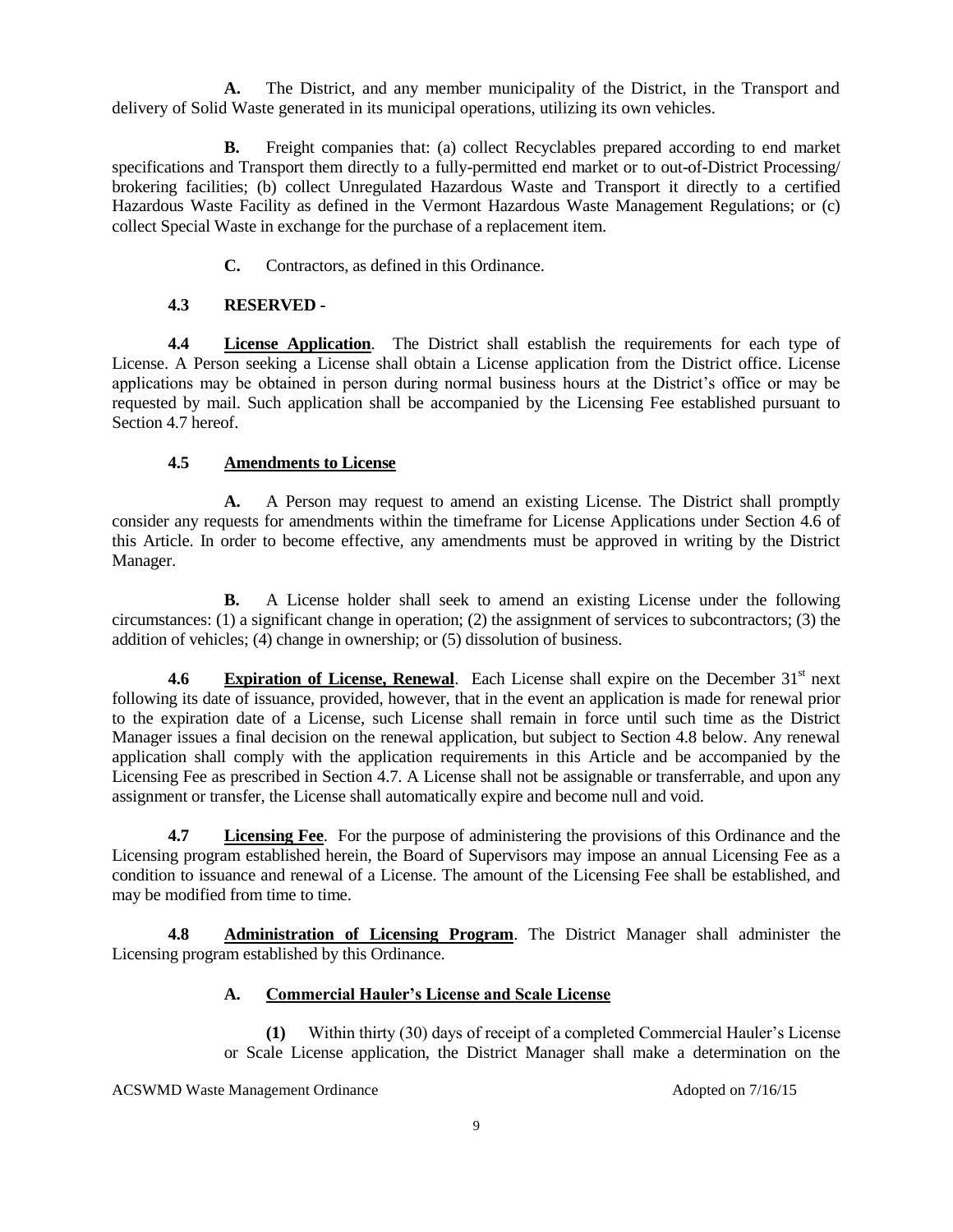**A.** The District, and any member municipality of the District, in the Transport and delivery of Solid Waste generated in its municipal operations, utilizing its own vehicles.

**B.** Freight companies that: (a) collect Recyclables prepared according to end market specifications and Transport them directly to a fully-permitted end market or to out-of-District Processing/ brokering facilities; (b) collect Unregulated Hazardous Waste and Transport it directly to a certified Hazardous Waste Facility as defined in the Vermont Hazardous Waste Management Regulations; or (c) collect Special Waste in exchange for the purchase of a replacement item.

**C.** Contractors, as defined in this Ordinance.

**4.3 RESERVED -**

**4.4 License Application**. The District shall establish the requirements for each type of License. A Person seeking a License shall obtain a License application from the District office. License applications may be obtained in person during normal business hours at the District's office or may be requested by mail. Such application shall be accompanied by the Licensing Fee established pursuant to Section 4.7 hereof.

**4.5 Amendments to License**

**A.** A Person may request to amend an existing License. The District shall promptly consider any requests for amendments within the timeframe for License Applications under Section 4.6 of this Article. In order to become effective, any amendments must be approved in writing by the District Manager.

**B.** A License holder shall seek to amend an existing License under the following circumstances: (1) a significant change in operation; (2) the assignment of services to subcontractors; (3) the addition of vehicles; (4) change in ownership; or (5) dissolution of business.

**4.6 Expiration of License, Renewal**. Each License shall expire on the December 31st next following its date of issuance, provided, however, that in the event an application is made for renewal prior to the expiration date of a License, such License shall remain in force until such time as the District Manager issues a final decision on the renewal application, but subject to Section 4.8 below. Any renewal application shall comply with the application requirements in this Article and be accompanied by the Licensing Fee as prescribed in Section 4.7. A License shall not be assignable or transferrable, and upon any assignment or transfer, the License shall automatically expire and become null and void.

**4.7 Licensing Fee**. For the purpose of administering the provisions of this Ordinance and the Licensing program established herein, the Board of Supervisors may impose an annual Licensing Fee as a condition to issuance and renewal of a License. The amount of the Licensing Fee shall be established, and may be modified from time to time.

**4.8 Administration of Licensing Program**. The District Manager shall administer the Licensing program established by this Ordinance.

**A. Commercial Hauler's License and Scale License**

**(1)** Within thirty (30) days of receipt of a completed Commercial Hauler's License or Scale License application, the District Manager shall make a determination on the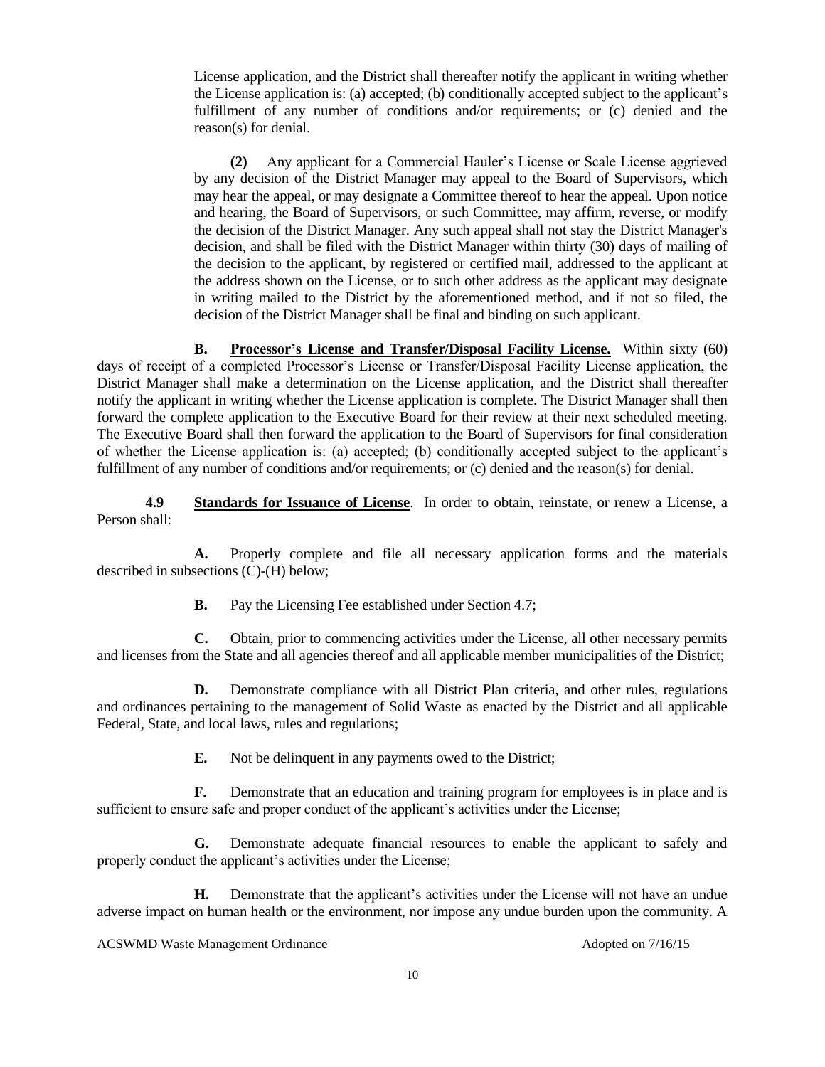License application, and the District shall thereafter notify the applicant in writing whether the License application is: (a) accepted; (b) conditionally accepted subject to the applicant's fulfillment of any number of conditions and/or requirements; or (c) denied and the reason(s) for denial.

**(2)** Any applicant for a Commercial Hauler's License or Scale License aggrieved by any decision of the District Manager may appeal to the Board of Supervisors, which may hear the appeal, or may designate a Committee thereof to hear the appeal. Upon notice and hearing, the Board of Supervisors, or such Committee, may affirm, reverse, or modify the decision of the District Manager. Any such appeal shall not stay the District Manager's decision, and shall be filed with the District Manager within thirty (30) days of mailing of the decision to the applicant, by registered or certified mail, addressed to the applicant at the address shown on the License, or to such other address as the applicant may designate in writing mailed to the District by the aforementioned method, and if not so filed, the decision of the District Manager shall be final and binding on such applicant.

**B.** **<u>Processor's License and Transfer/Disposal Facility License.</u>** Within sixty (60) days of receipt of a completed Processor's License or Transfer/Disposal Facility License application, the District Manager shall make a determination on the License application, and the District shall thereafter notify the applicant in writing whether the License application is complete. The District Manager shall then forward the complete application to the Executive Board for their review at their next scheduled meeting. The Executive Board shall then forward the application to the Board of Supervisors for final consideration of whether the License application is: (a) accepted; (b) conditionally accepted subject to the applicant's fulfillment of any number of conditions and/or requirements; or (c) denied and the reason(s) for denial.

**4.9** **<u>Standards for Issuance of License</u>**. In order to obtain, reinstate, or renew a License, a Person shall:

**A.** Properly complete and file all necessary application forms and the materials described in subsections (C)-(H) below;

**B.** Pay the Licensing Fee established under Section 4.7;

**C.** Obtain, prior to commencing activities under the License, all other necessary permits and licenses from the State and all agencies thereof and all applicable member municipalities of the District;

**D.** Demonstrate compliance with all District Plan criteria, and other rules, regulations and ordinances pertaining to the management of Solid Waste as enacted by the District and all applicable Federal, State, and local laws, rules and regulations;

**E.** Not be delinquent in any payments owed to the District;

**F.** Demonstrate that an education and training program for employees is in place and is sufficient to ensure safe and proper conduct of the applicant's activities under the License;

**G.** Demonstrate adequate financial resources to enable the applicant to safely and properly conduct the applicant's activities under the License;

**H.** Demonstrate that the applicant's activities under the License will not have an undue adverse impact on human health or the environment, nor impose any undue burden upon the community. A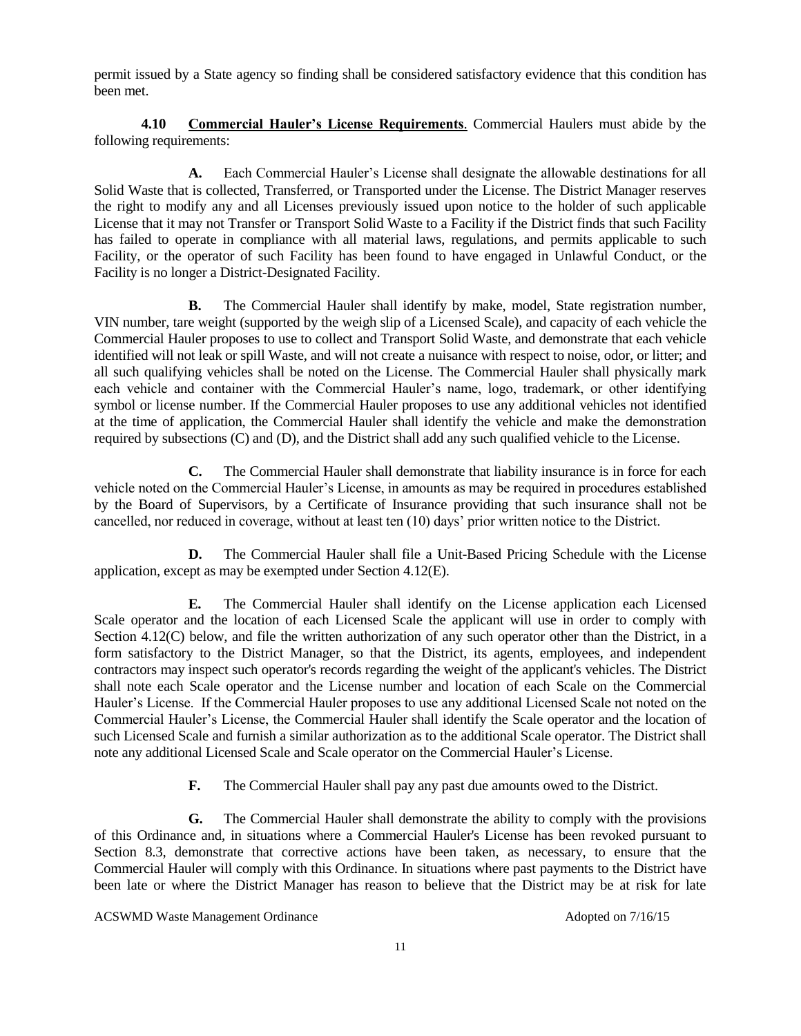permit issued by a State agency so finding shall be considered satisfactory evidence that this condition has been met.

**4.10 Commercial Hauler's License Requirements**. Commercial Haulers must abide by the following requirements:

**A.** Each Commercial Hauler's License shall designate the allowable destinations for all Solid Waste that is collected, Transferred, or Transported under the License. The District Manager reserves the right to modify any and all Licenses previously issued upon notice to the holder of such applicable License that it may not Transfer or Transport Solid Waste to a Facility if the District finds that such Facility has failed to operate in compliance with all material laws, regulations, and permits applicable to such Facility, or the operator of such Facility has been found to have engaged in Unlawful Conduct, or the Facility is no longer a District-Designated Facility.

**B.** The Commercial Hauler shall identify by make, model, State registration number, VIN number, tare weight (supported by the weigh slip of a Licensed Scale), and capacity of each vehicle the Commercial Hauler proposes to use to collect and Transport Solid Waste, and demonstrate that each vehicle identified will not leak or spill Waste, and will not create a nuisance with respect to noise, odor, or litter; and all such qualifying vehicles shall be noted on the License. The Commercial Hauler shall physically mark each vehicle and container with the Commercial Hauler's name, logo, trademark, or other identifying symbol or license number. If the Commercial Hauler proposes to use any additional vehicles not identified at the time of application, the Commercial Hauler shall identify the vehicle and make the demonstration required by subsections (C) and (D), and the District shall add any such qualified vehicle to the License.

**C.** The Commercial Hauler shall demonstrate that liability insurance is in force for each vehicle noted on the Commercial Hauler's License, in amounts as may be required in procedures established by the Board of Supervisors, by a Certificate of Insurance providing that such insurance shall not be cancelled, nor reduced in coverage, without at least ten (10) days' prior written notice to the District.

**D.** The Commercial Hauler shall file a Unit-Based Pricing Schedule with the License application, except as may be exempted under Section 4.12(E).

**E.** The Commercial Hauler shall identify on the License application each Licensed Scale operator and the location of each Licensed Scale the applicant will use in order to comply with Section 4.12(C) below, and file the written authorization of any such operator other than the District, in a form satisfactory to the District Manager, so that the District, its agents, employees, and independent contractors may inspect such operator's records regarding the weight of the applicant's vehicles. The District shall note each Scale operator and the License number and location of each Scale on the Commercial Hauler's License. If the Commercial Hauler proposes to use any additional Licensed Scale not noted on the Commercial Hauler's License, the Commercial Hauler shall identify the Scale operator and the location of such Licensed Scale and furnish a similar authorization as to the additional Scale operator. The District shall note any additional Licensed Scale and Scale operator on the Commercial Hauler's License.

**F.** The Commercial Hauler shall pay any past due amounts owed to the District.

**G.** The Commercial Hauler shall demonstrate the ability to comply with the provisions of this Ordinance and, in situations where a Commercial Hauler's License has been revoked pursuant to Section 8.3, demonstrate that corrective actions have been taken, as necessary, to ensure that the Commercial Hauler will comply with this Ordinance. In situations where past payments to the District have been late or where the District Manager has reason to believe that the District may be at risk for late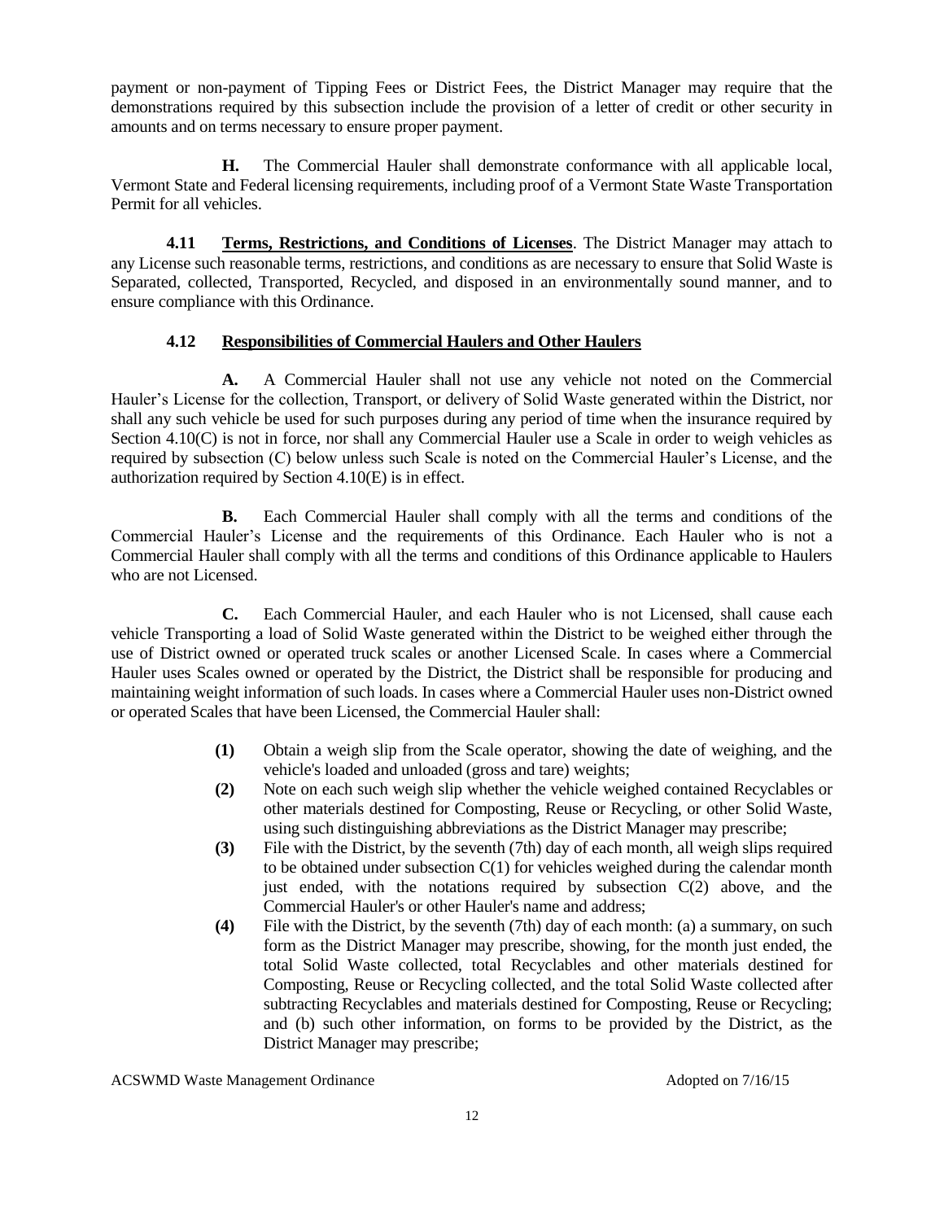payment or non-payment of Tipping Fees or District Fees, the District Manager may require that the demonstrations required by this subsection include the provision of a letter of credit or other security in amounts and on terms necessary to ensure proper payment.

**H.** The Commercial Hauler shall demonstrate conformance with all applicable local, Vermont State and Federal licensing requirements, including proof of a Vermont State Waste Transportation Permit for all vehicles.

**4.11 Terms, Restrictions, and Conditions of Licenses**. The District Manager may attach to any License such reasonable terms, restrictions, and conditions as are necessary to ensure that Solid Waste is Separated, collected, Transported, Recycled, and disposed in an environmentally sound manner, and to ensure compliance with this Ordinance.

**4.12 Responsibilities of Commercial Haulers and Other Haulers**

**A.** A Commercial Hauler shall not use any vehicle not noted on the Commercial Hauler's License for the collection, Transport, or delivery of Solid Waste generated within the District, nor shall any such vehicle be used for such purposes during any period of time when the insurance required by Section 4.10(C) is not in force, nor shall any Commercial Hauler use a Scale in order to weigh vehicles as required by subsection (C) below unless such Scale is noted on the Commercial Hauler's License, and the authorization required by Section 4.10(E) is in effect.

**B.** Each Commercial Hauler shall comply with all the terms and conditions of the Commercial Hauler's License and the requirements of this Ordinance. Each Hauler who is not a Commercial Hauler shall comply with all the terms and conditions of this Ordinance applicable to Haulers who are not Licensed.

**C.** Each Commercial Hauler, and each Hauler who is not Licensed, shall cause each vehicle Transporting a load of Solid Waste generated within the District to be weighed either through the use of District owned or operated truck scales or another Licensed Scale. In cases where a Commercial Hauler uses Scales owned or operated by the District, the District shall be responsible for producing and maintaining weight information of such loads. In cases where a Commercial Hauler uses non-District owned or operated Scales that have been Licensed, the Commercial Hauler shall:

**(1)** Obtain a weigh slip from the Scale operator, showing the date of weighing, and the vehicle's loaded and unloaded (gross and tare) weights;

**(2)** Note on each such weigh slip whether the vehicle weighed contained Recyclables or other materials destined for Composting, Reuse or Recycling, or other Solid Waste, using such distinguishing abbreviations as the District Manager may prescribe;

**(3)** File with the District, by the seventh (7th) day of each month, all weigh slips required to be obtained under subsection C(1) for vehicles weighed during the calendar month just ended, with the notations required by subsection C(2) above, and the Commercial Hauler's or other Hauler's name and address;

**(4)** File with the District, by the seventh (7th) day of each month: (a) a summary, on such form as the District Manager may prescribe, showing, for the month just ended, the total Solid Waste collected, total Recyclables and other materials destined for Composting, Reuse or Recycling collected, and the total Solid Waste collected after subtracting Recyclables and materials destined for Composting, Reuse or Recycling; and (b) such other information, on forms to be provided by the District, as the District Manager may prescribe;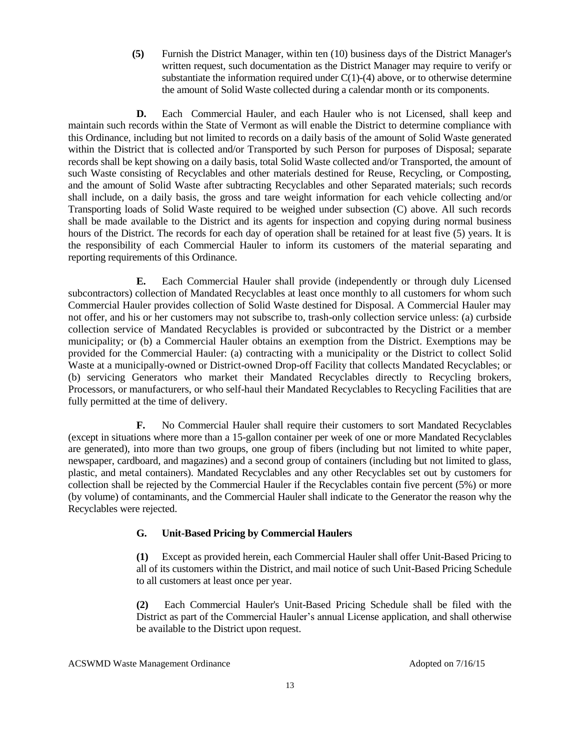**(5)** Furnish the District Manager, within ten (10) business days of the District Manager's written request, such documentation as the District Manager may require to verify or substantiate the information required under C(1)-(4) above, or to otherwise determine the amount of Solid Waste collected during a calendar month or its components.

**D.** Each Commercial Hauler, and each Hauler who is not Licensed, shall keep and maintain such records within the State of Vermont as will enable the District to determine compliance with this Ordinance, including but not limited to records on a daily basis of the amount of Solid Waste generated within the District that is collected and/or Transported by such Person for purposes of Disposal; separate records shall be kept showing on a daily basis, total Solid Waste collected and/or Transported, the amount of such Waste consisting of Recyclables and other materials destined for Reuse, Recycling, or Composting, and the amount of Solid Waste after subtracting Recyclables and other Separated materials; such records shall include, on a daily basis, the gross and tare weight information for each vehicle collecting and/or Transporting loads of Solid Waste required to be weighed under subsection (C) above. All such records shall be made available to the District and its agents for inspection and copying during normal business hours of the District. The records for each day of operation shall be retained for at least five (5) years. It is the responsibility of each Commercial Hauler to inform its customers of the material separating and reporting requirements of this Ordinance.

**E.** Each Commercial Hauler shall provide (independently or through duly Licensed subcontractors) collection of Mandated Recyclables at least once monthly to all customers for whom such Commercial Hauler provides collection of Solid Waste destined for Disposal. A Commercial Hauler may not offer, and his or her customers may not subscribe to, trash-only collection service unless: (a) curbside collection service of Mandated Recyclables is provided or subcontracted by the District or a member municipality; or (b) a Commercial Hauler obtains an exemption from the District. Exemptions may be provided for the Commercial Hauler: (a) contracting with a municipality or the District to collect Solid Waste at a municipally-owned or District-owned Drop-off Facility that collects Mandated Recyclables; or (b) servicing Generators who market their Mandated Recyclables directly to Recycling brokers, Processors, or manufacturers, or who self-haul their Mandated Recyclables to Recycling Facilities that are fully permitted at the time of delivery.

**F.** No Commercial Hauler shall require their customers to sort Mandated Recyclables (except in situations where more than a 15-gallon container per week of one or more Mandated Recyclables are generated), into more than two groups, one group of fibers (including but not limited to white paper, newspaper, cardboard, and magazines) and a second group of containers (including but not limited to glass, plastic, and metal containers). Mandated Recyclables and any other Recyclables set out by customers for collection shall be rejected by the Commercial Hauler if the Recyclables contain five percent (5%) or more (by volume) of contaminants, and the Commercial Hauler shall indicate to the Generator the reason why the Recyclables were rejected.

**G. Unit-Based Pricing by Commercial Haulers**

**(1)** Except as provided herein, each Commercial Hauler shall offer Unit-Based Pricing to all of its customers within the District, and mail notice of such Unit-Based Pricing Schedule to all customers at least once per year.

**(2)** Each Commercial Hauler's Unit-Based Pricing Schedule shall be filed with the District as part of the Commercial Hauler's annual License application, and shall otherwise be available to the District upon request.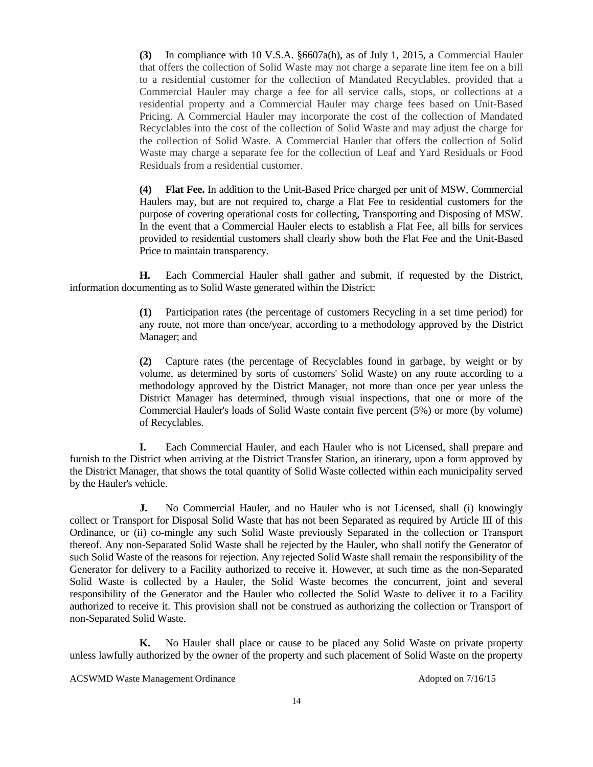**(3)** In compliance with 10 V.S.A. §6607a(h), as of July 1, 2015, a Commercial Hauler that offers the collection of Solid Waste may not charge a separate line item fee on a bill to a residential customer for the collection of Mandated Recyclables, provided that a Commercial Hauler may charge a fee for all service calls, stops, or collections at a residential property and a Commercial Hauler may charge fees based on Unit-Based Pricing. A Commercial Hauler may incorporate the cost of the collection of Mandated Recyclables into the cost of the collection of Solid Waste and may adjust the charge for the collection of Solid Waste. A Commercial Hauler that offers the collection of Solid Waste may charge a separate fee for the collection of Leaf and Yard Residuals or Food Residuals from a residential customer.

**(4)** **Flat Fee.** In addition to the Unit-Based Price charged per unit of MSW, Commercial Haulers may, but are not required to, charge a Flat Fee to residential customers for the purpose of covering operational costs for collecting, Transporting and Disposing of MSW. In the event that a Commercial Hauler elects to establish a Flat Fee, all bills for services provided to residential customers shall clearly show both the Flat Fee and the Unit-Based Price to maintain transparency.

**H.** Each Commercial Hauler shall gather and submit, if requested by the District, information documenting as to Solid Waste generated within the District:

**(1)** Participation rates (the percentage of customers Recycling in a set time period) for any route, not more than once/year, according to a methodology approved by the District Manager; and

**(2)** Capture rates (the percentage of Recyclables found in garbage, by weight or by volume, as determined by sorts of customers' Solid Waste) on any route according to a methodology approved by the District Manager, not more than once per year unless the District Manager has determined, through visual inspections, that one or more of the Commercial Hauler's loads of Solid Waste contain five percent (5%) or more (by volume) of Recyclables.

**I.** Each Commercial Hauler, and each Hauler who is not Licensed, shall prepare and furnish to the District when arriving at the District Transfer Station, an itinerary, upon a form approved by the District Manager, that shows the total quantity of Solid Waste collected within each municipality served by the Hauler's vehicle.

**J.** No Commercial Hauler, and no Hauler who is not Licensed, shall (i) knowingly collect or Transport for Disposal Solid Waste that has not been Separated as required by Article III of this Ordinance, or (ii) co-mingle any such Solid Waste previously Separated in the collection or Transport thereof. Any non-Separated Solid Waste shall be rejected by the Hauler, who shall notify the Generator of such Solid Waste of the reasons for rejection. Any rejected Solid Waste shall remain the responsibility of the Generator for delivery to a Facility authorized to receive it. However, at such time as the non-Separated Solid Waste is collected by a Hauler, the Solid Waste becomes the concurrent, joint and several responsibility of the Generator and the Hauler who collected the Solid Waste to deliver it to a Facility authorized to receive it. This provision shall not be construed as authorizing the collection or Transport of non-Separated Solid Waste.

**K.** No Hauler shall place or cause to be placed any Solid Waste on private property unless lawfully authorized by the owner of the property and such placement of Solid Waste on the property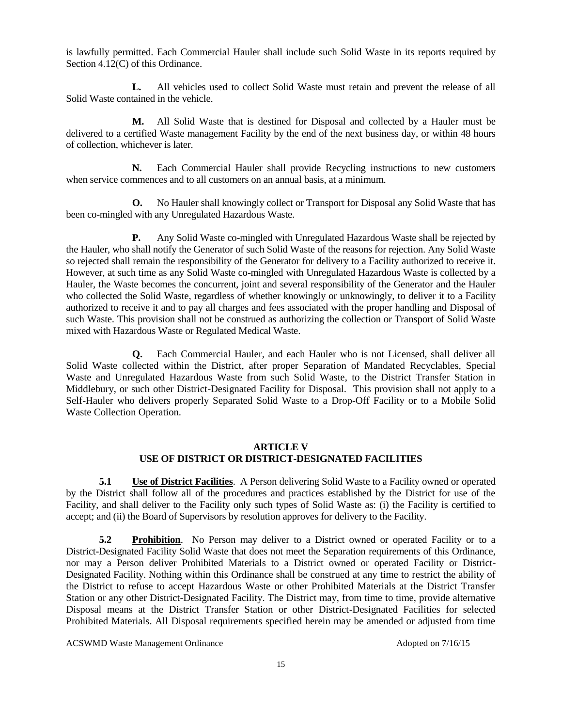is lawfully permitted. Each Commercial Hauler shall include such Solid Waste in its reports required by Section 4.12(C) of this Ordinance.

**L.** All vehicles used to collect Solid Waste must retain and prevent the release of all Solid Waste contained in the vehicle.

**M.** All Solid Waste that is destined for Disposal and collected by a Hauler must be delivered to a certified Waste management Facility by the end of the next business day, or within 48 hours of collection, whichever is later.

**N.** Each Commercial Hauler shall provide Recycling instructions to new customers when service commences and to all customers on an annual basis, at a minimum.

**O.** No Hauler shall knowingly collect or Transport for Disposal any Solid Waste that has been co-mingled with any Unregulated Hazardous Waste.

**P.** Any Solid Waste co-mingled with Unregulated Hazardous Waste shall be rejected by the Hauler, who shall notify the Generator of such Solid Waste of the reasons for rejection. Any Solid Waste so rejected shall remain the responsibility of the Generator for delivery to a Facility authorized to receive it. However, at such time as any Solid Waste co-mingled with Unregulated Hazardous Waste is collected by a Hauler, the Waste becomes the concurrent, joint and several responsibility of the Generator and the Hauler who collected the Solid Waste, regardless of whether knowingly or unknowingly, to deliver it to a Facility authorized to receive it and to pay all charges and fees associated with the proper handling and Disposal of such Waste. This provision shall not be construed as authorizing the collection or Transport of Solid Waste mixed with Hazardous Waste or Regulated Medical Waste.

**Q.** Each Commercial Hauler, and each Hauler who is not Licensed, shall deliver all Solid Waste collected within the District, after proper Separation of Mandated Recyclables, Special Waste and Unregulated Hazardous Waste from such Solid Waste, to the District Transfer Station in Middlebury, or such other District-Designated Facility for Disposal. This provision shall not apply to a Self-Hauler who delivers properly Separated Solid Waste to a Drop-Off Facility or to a Mobile Solid Waste Collection Operation.

## ARTICLE V
## USE OF DISTRICT OR DISTRICT-DESIGNATED FACILITIES

**5.1 Use of District Facilities**. A Person delivering Solid Waste to a Facility owned or operated by the District shall follow all of the procedures and practices established by the District for use of the Facility, and shall deliver to the Facility only such types of Solid Waste as: (i) the Facility is certified to accept; and (ii) the Board of Supervisors by resolution approves for delivery to the Facility.

**5.2 Prohibition**. No Person may deliver to a District owned or operated Facility or to a District-Designated Facility Solid Waste that does not meet the Separation requirements of this Ordinance, nor may a Person deliver Prohibited Materials to a District owned or operated Facility or District-Designated Facility. Nothing within this Ordinance shall be construed at any time to restrict the ability of the District to refuse to accept Hazardous Waste or other Prohibited Materials at the District Transfer Station or any other District-Designated Facility. The District may, from time to time, provide alternative Disposal means at the District Transfer Station or other District-Designated Facilities for selected Prohibited Materials. All Disposal requirements specified herein may be amended or adjusted from time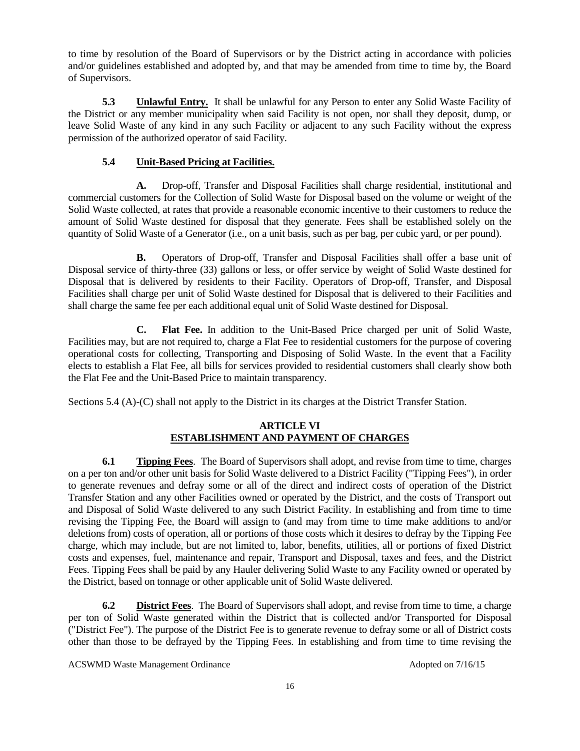to time by resolution of the Board of Supervisors or by the District acting in accordance with policies and/or guidelines established and adopted by, and that may be amended from time to time by, the Board of Supervisors.

**5.3 Unlawful Entry.** It shall be unlawful for any Person to enter any Solid Waste Facility of the District or any member municipality when said Facility is not open, nor shall they deposit, dump, or leave Solid Waste of any kind in any such Facility or adjacent to any such Facility without the express permission of the authorized operator of said Facility.

**5.4 Unit-Based Pricing at Facilities.**

**A.** Drop-off, Transfer and Disposal Facilities shall charge residential, institutional and commercial customers for the Collection of Solid Waste for Disposal based on the volume or weight of the Solid Waste collected, at rates that provide a reasonable economic incentive to their customers to reduce the amount of Solid Waste destined for disposal that they generate. Fees shall be established solely on the quantity of Solid Waste of a Generator (i.e., on a unit basis, such as per bag, per cubic yard, or per pound).

**B.** Operators of Drop-off, Transfer and Disposal Facilities shall offer a base unit of Disposal service of thirty-three (33) gallons or less, or offer service by weight of Solid Waste destined for Disposal that is delivered by residents to their Facility. Operators of Drop-off, Transfer, and Disposal Facilities shall charge per unit of Solid Waste destined for Disposal that is delivered to their Facilities and shall charge the same fee per each additional equal unit of Solid Waste destined for Disposal.

**C. Flat Fee.** In addition to the Unit-Based Price charged per unit of Solid Waste, Facilities may, but are not required to, charge a Flat Fee to residential customers for the purpose of covering operational costs for collecting, Transporting and Disposing of Solid Waste. In the event that a Facility elects to establish a Flat Fee, all bills for services provided to residential customers shall clearly show both the Flat Fee and the Unit-Based Price to maintain transparency.

Sections 5.4 (A)-(C) shall not apply to the District in its charges at the District Transfer Station.

## ARTICLE VI
## ESTABLISHMENT AND PAYMENT OF CHARGES

**6.1 Tipping Fees**. The Board of Supervisors shall adopt, and revise from time to time, charges on a per ton and/or other unit basis for Solid Waste delivered to a District Facility ("Tipping Fees"), in order to generate revenues and defray some or all of the direct and indirect costs of operation of the District Transfer Station and any other Facilities owned or operated by the District, and the costs of Transport out and Disposal of Solid Waste delivered to any such District Facility. In establishing and from time to time revising the Tipping Fee, the Board will assign to (and may from time to time make additions to and/or deletions from) costs of operation, all or portions of those costs which it desires to defray by the Tipping Fee charge, which may include, but are not limited to, labor, benefits, utilities, all or portions of fixed District costs and expenses, fuel, maintenance and repair, Transport and Disposal, taxes and fees, and the District Fees. Tipping Fees shall be paid by any Hauler delivering Solid Waste to any Facility owned or operated by the District, based on tonnage or other applicable unit of Solid Waste delivered.

**6.2 District Fees**. The Board of Supervisors shall adopt, and revise from time to time, a charge per ton of Solid Waste generated within the District that is collected and/or Transported for Disposal ("District Fee"). The purpose of the District Fee is to generate revenue to defray some or all of District costs other than those to be defrayed by the Tipping Fees. In establishing and from time to time revising the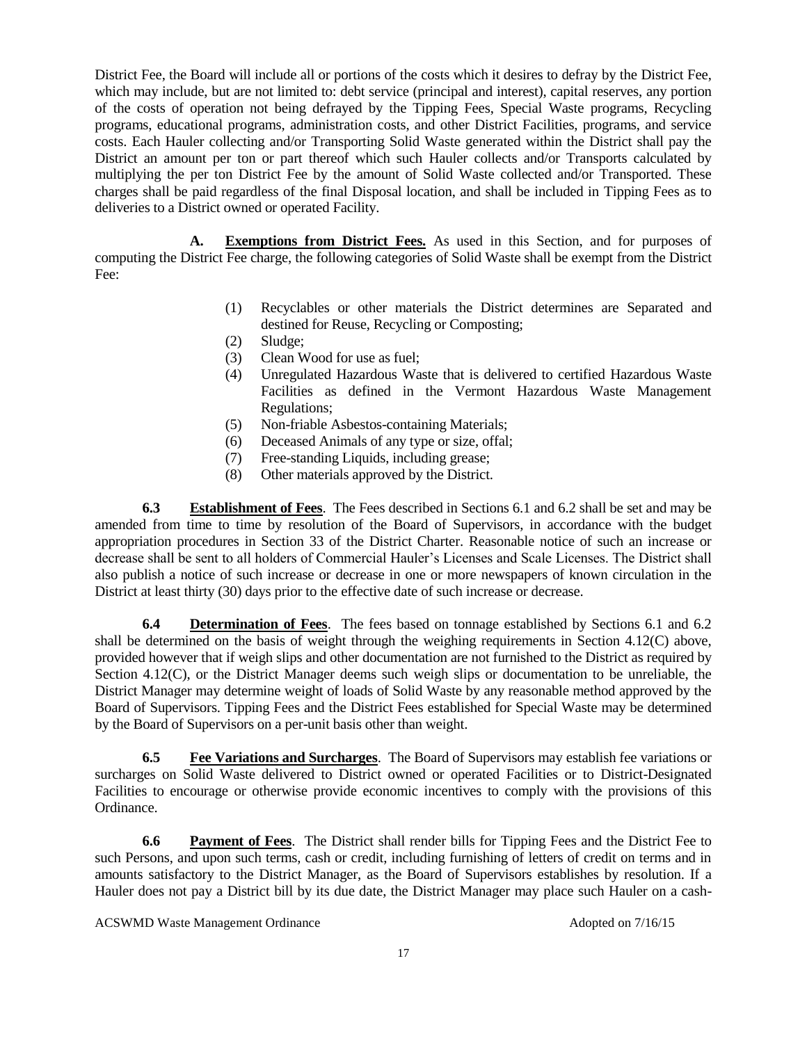District Fee, the Board will include all or portions of the costs which it desires to defray by the District Fee, which may include, but are not limited to: debt service (principal and interest), capital reserves, any portion of the costs of operation not being defrayed by the Tipping Fees, Special Waste programs, Recycling programs, educational programs, administration costs, and other District Facilities, programs, and service costs. Each Hauler collecting and/or Transporting Solid Waste generated within the District shall pay the District an amount per ton or part thereof which such Hauler collects and/or Transports calculated by multiplying the per ton District Fee by the amount of Solid Waste collected and/or Transported. These charges shall be paid regardless of the final Disposal location, and shall be included in Tipping Fees as to deliveries to a District owned or operated Facility.

**A. <u>Exemptions from District Fees.</u>** As used in this Section, and for purposes of computing the District Fee charge, the following categories of Solid Waste shall be exempt from the District Fee:

(1) Recyclables or other materials the District determines are Separated and destined for Reuse, Recycling or Composting;
(2) Sludge;
(3) Clean Wood for use as fuel;
(4) Unregulated Hazardous Waste that is delivered to certified Hazardous Waste Facilities as defined in the Vermont Hazardous Waste Management Regulations;
(5) Non-friable Asbestos-containing Materials;
(6) Deceased Animals of any type or size, offal;
(7) Free-standing Liquids, including grease;
(8) Other materials approved by the District.

**6.3 <u>Establishment of Fees</u>**. The Fees described in Sections 6.1 and 6.2 shall be set and may be amended from time to time by resolution of the Board of Supervisors, in accordance with the budget appropriation procedures in Section 33 of the District Charter. Reasonable notice of such an increase or decrease shall be sent to all holders of Commercial Hauler's Licenses and Scale Licenses. The District shall also publish a notice of such increase or decrease in one or more newspapers of known circulation in the District at least thirty (30) days prior to the effective date of such increase or decrease.

**6.4 <u>Determination of Fees</u>**. The fees based on tonnage established by Sections 6.1 and 6.2 shall be determined on the basis of weight through the weighing requirements in Section 4.12(C) above, provided however that if weigh slips and other documentation are not furnished to the District as required by Section 4.12(C), or the District Manager deems such weigh slips or documentation to be unreliable, the District Manager may determine weight of loads of Solid Waste by any reasonable method approved by the Board of Supervisors. Tipping Fees and the District Fees established for Special Waste may be determined by the Board of Supervisors on a per-unit basis other than weight.

**6.5 <u>Fee Variations and Surcharges</u>**. The Board of Supervisors may establish fee variations or surcharges on Solid Waste delivered to District owned or operated Facilities or to District-Designated Facilities to encourage or otherwise provide economic incentives to comply with the provisions of this Ordinance.

**6.6 <u>Payment of Fees</u>**. The District shall render bills for Tipping Fees and the District Fee to such Persons, and upon such terms, cash or credit, including furnishing of letters of credit on terms and in amounts satisfactory to the District Manager, as the Board of Supervisors establishes by resolution. If a Hauler does not pay a District bill by its due date, the District Manager may place such Hauler on a cash-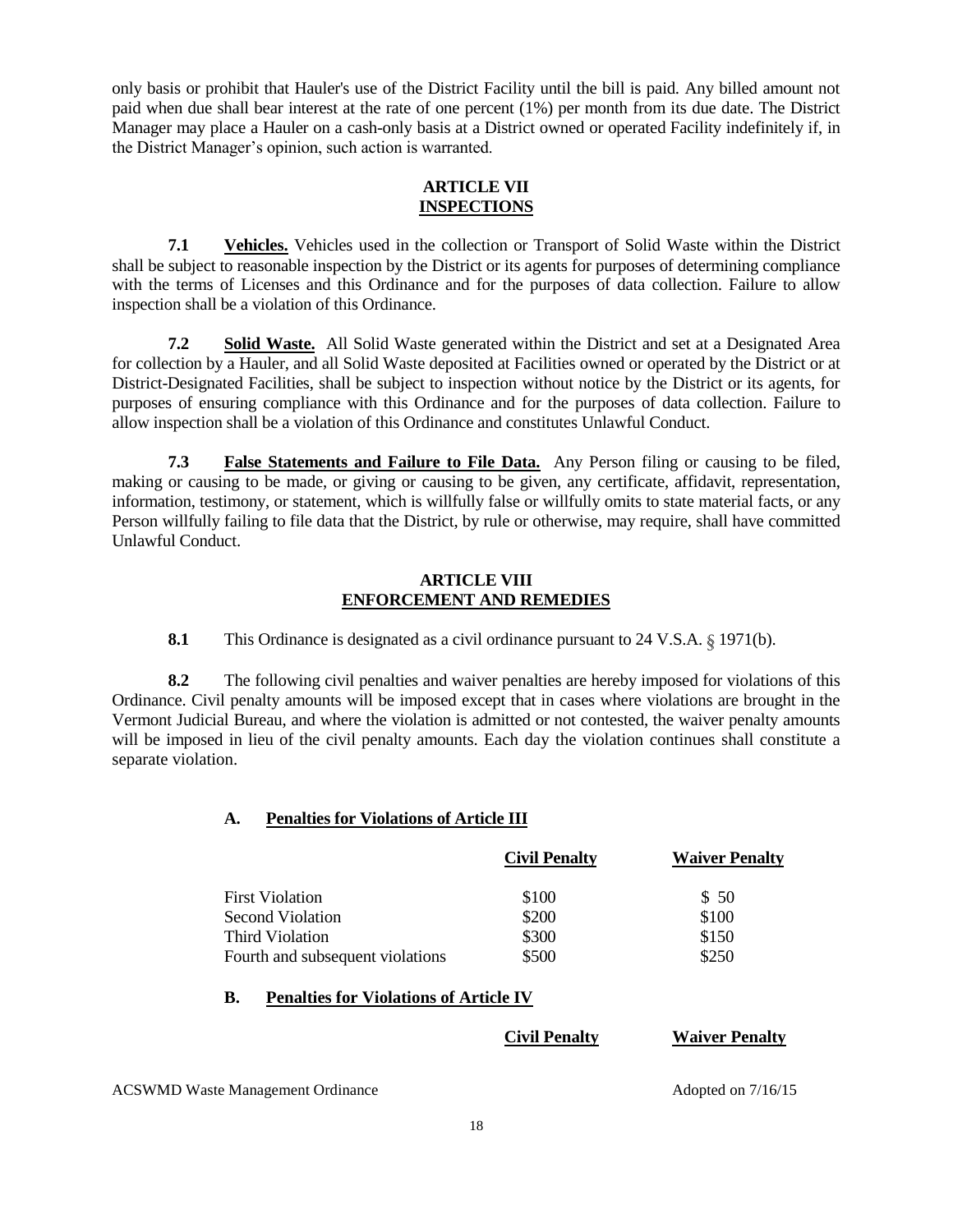only basis or prohibit that Hauler's use of the District Facility until the bill is paid. Any billed amount not paid when due shall bear interest at the rate of one percent (1%) per month from its due date. The District Manager may place a Hauler on a cash-only basis at a District owned or operated Facility indefinitely if, in the District Manager's opinion, such action is warranted.

## ARTICLE VII
## INSPECTIONS

**7.1 Vehicles.** Vehicles used in the collection or Transport of Solid Waste within the District shall be subject to reasonable inspection by the District or its agents for purposes of determining compliance with the terms of Licenses and this Ordinance and for the purposes of data collection. Failure to allow inspection shall be a violation of this Ordinance.

**7.2 Solid Waste.** All Solid Waste generated within the District and set at a Designated Area for collection by a Hauler, and all Solid Waste deposited at Facilities owned or operated by the District or at District-Designated Facilities, shall be subject to inspection without notice by the District or its agents, for purposes of ensuring compliance with this Ordinance and for the purposes of data collection. Failure to allow inspection shall be a violation of this Ordinance and constitutes Unlawful Conduct.

**7.3 False Statements and Failure to File Data.** Any Person filing or causing to be filed, making or causing to be made, or giving or causing to be given, any certificate, affidavit, representation, information, testimony, or statement, which is willfully false or willfully omits to state material facts, or any Person willfully failing to file data that the District, by rule or otherwise, may require, shall have committed Unlawful Conduct.

## ARTICLE VIII
## ENFORCEMENT AND REMEDIES

**8.1** This Ordinance is designated as a civil ordinance pursuant to 24 V.S.A. § 1971(b).

**8.2** The following civil penalties and waiver penalties are hereby imposed for violations of this Ordinance. Civil penalty amounts will be imposed except that in cases where violations are brought in the Vermont Judicial Bureau, and where the violation is admitted or not contested, the waiver penalty amounts will be imposed in lieu of the civil penalty amounts. Each day the violation continues shall constitute a separate violation.

**A. Penalties for Violations of Article III**

| | Civil Penalty | Waiver Penalty |
|---|---|---|
| First Violation | $100 | $ 50 |
| Second Violation | $200 | $100 |
| Third Violation | $300 | $150 |
| Fourth and subsequent violations | $500 | $250 |

**B. Penalties for Violations of Article IV**

| | Civil Penalty | Waiver Penalty |
|---|---|---|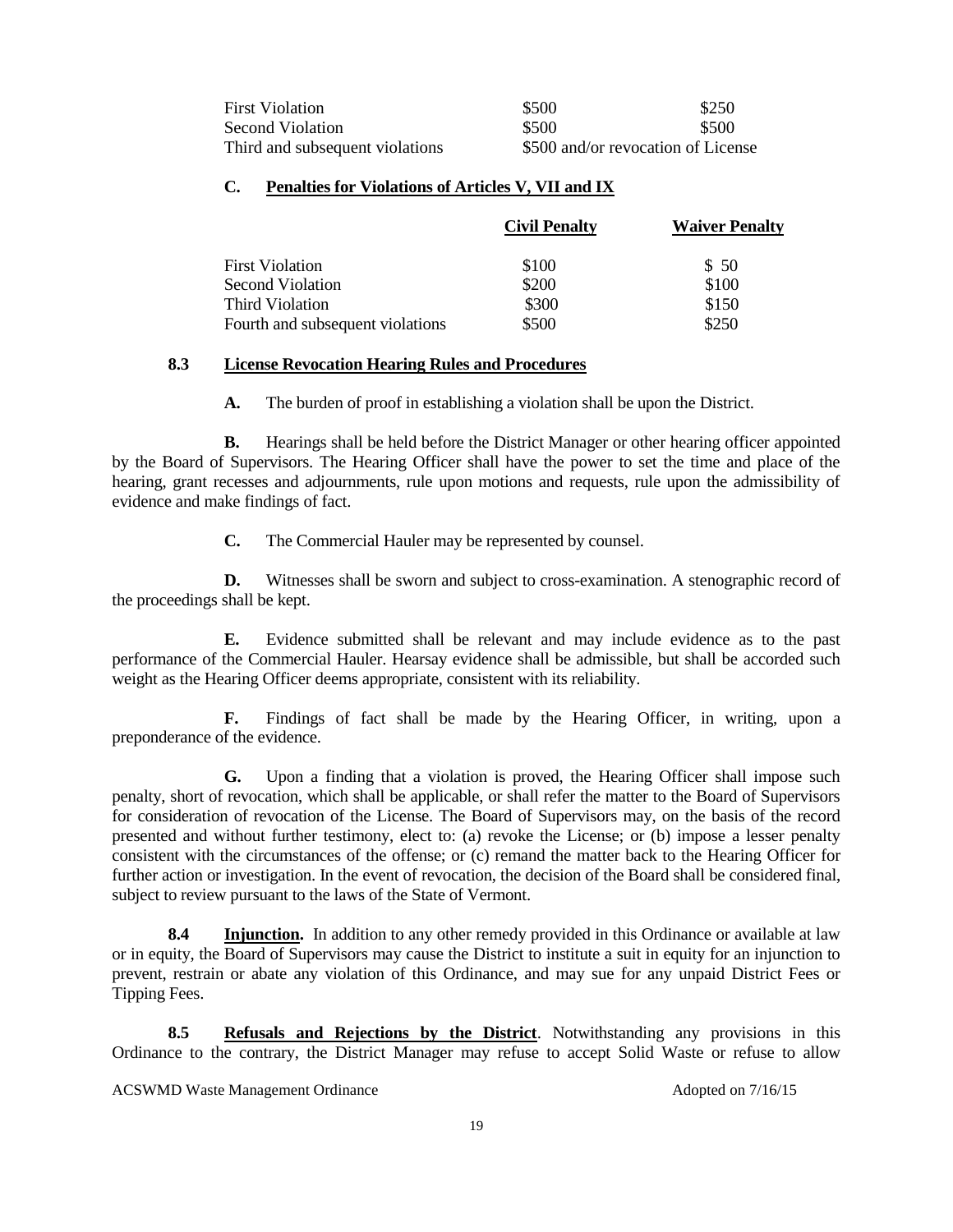| | | |
|---|---|---|
| First Violation | \$500 | \$250 |
| Second Violation | \$500 | \$500 |
| Third and subsequent violations | \$500 and/or revocation of License | |

### C. Penalties for Violations of Articles V, VII and IX

| | Civil Penalty | Waiver Penalty |
|---|---|---|
| First Violation | \$100 | \$ 50 |
| Second Violation | \$200 | \$100 |
| Third Violation | \$300 | \$150 |
| Fourth and subsequent violations | \$500 | \$250 |

## 8.3 License Revocation Hearing Rules and Procedures

**A.** The burden of proof in establishing a violation shall be upon the District.

**B.** Hearings shall be held before the District Manager or other hearing officer appointed by the Board of Supervisors. The Hearing Officer shall have the power to set the time and place of the hearing, grant recesses and adjournments, rule upon motions and requests, rule upon the admissibility of evidence and make findings of fact.

**C.** The Commercial Hauler may be represented by counsel.

**D.** Witnesses shall be sworn and subject to cross-examination. A stenographic record of the proceedings shall be kept.

**E.** Evidence submitted shall be relevant and may include evidence as to the past performance of the Commercial Hauler. Hearsay evidence shall be admissible, but shall be accorded such weight as the Hearing Officer deems appropriate, consistent with its reliability.

**F.** Findings of fact shall be made by the Hearing Officer, in writing, upon a preponderance of the evidence.

**G.** Upon a finding that a violation is proved, the Hearing Officer shall impose such penalty, short of revocation, which shall be applicable, or shall refer the matter to the Board of Supervisors for consideration of revocation of the License. The Board of Supervisors may, on the basis of the record presented and without further testimony, elect to: (a) revoke the License; or (b) impose a lesser penalty consistent with the circumstances of the offense; or (c) remand the matter back to the Hearing Officer for further action or investigation. In the event of revocation, the decision of the Board shall be considered final, subject to review pursuant to the laws of the State of Vermont.

**8.4 Injunction.** In addition to any other remedy provided in this Ordinance or available at law or in equity, the Board of Supervisors may cause the District to institute a suit in equity for an injunction to prevent, restrain or abate any violation of this Ordinance, and may sue for any unpaid District Fees or Tipping Fees.

**8.5 Refusals and Rejections by the District**. Notwithstanding any provisions in this Ordinance to the contrary, the District Manager may refuse to accept Solid Waste or refuse to allow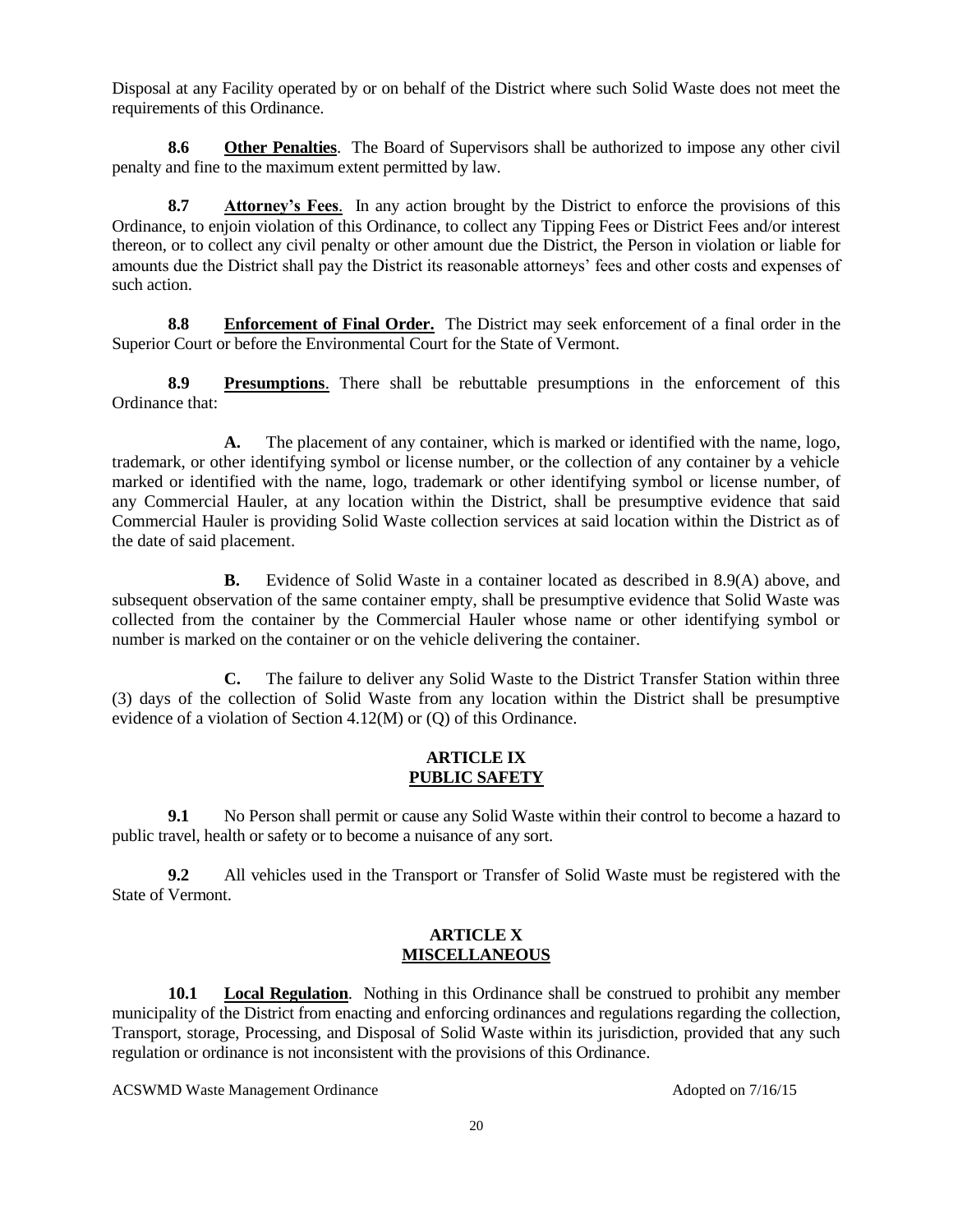Disposal at any Facility operated by or on behalf of the District where such Solid Waste does not meet the requirements of this Ordinance.

**8.6** **Other Penalties**. The Board of Supervisors shall be authorized to impose any other civil penalty and fine to the maximum extent permitted by law.

**8.7** **Attorney's Fees**. In any action brought by the District to enforce the provisions of this Ordinance, to enjoin violation of this Ordinance, to collect any Tipping Fees or District Fees and/or interest thereon, or to collect any civil penalty or other amount due the District, the Person in violation or liable for amounts due the District shall pay the District its reasonable attorneys' fees and other costs and expenses of such action.

**8.8** **Enforcement of Final Order.** The District may seek enforcement of a final order in the Superior Court or before the Environmental Court for the State of Vermont.

**8.9** **Presumptions**. There shall be rebuttable presumptions in the enforcement of this Ordinance that:

**A.** The placement of any container, which is marked or identified with the name, logo, trademark, or other identifying symbol or license number, or the collection of any container by a vehicle marked or identified with the name, logo, trademark or other identifying symbol or license number, of any Commercial Hauler, at any location within the District, shall be presumptive evidence that said Commercial Hauler is providing Solid Waste collection services at said location within the District as of the date of said placement.

**B.** Evidence of Solid Waste in a container located as described in 8.9(A) above, and subsequent observation of the same container empty, shall be presumptive evidence that Solid Waste was collected from the container by the Commercial Hauler whose name or other identifying symbol or number is marked on the container or on the vehicle delivering the container.

**C.** The failure to deliver any Solid Waste to the District Transfer Station within three (3) days of the collection of Solid Waste from any location within the District shall be presumptive evidence of a violation of Section 4.12(M) or (Q) of this Ordinance.

## ARTICLE IX
## PUBLIC SAFETY

**9.1** No Person shall permit or cause any Solid Waste within their control to become a hazard to public travel, health or safety or to become a nuisance of any sort.

**9.2** All vehicles used in the Transport or Transfer of Solid Waste must be registered with the State of Vermont.

## ARTICLE X
## MISCELLANEOUS

**10.1** **Local Regulation**. Nothing in this Ordinance shall be construed to prohibit any member municipality of the District from enacting and enforcing ordinances and regulations regarding the collection, Transport, storage, Processing, and Disposal of Solid Waste within its jurisdiction, provided that any such regulation or ordinance is not inconsistent with the provisions of this Ordinance.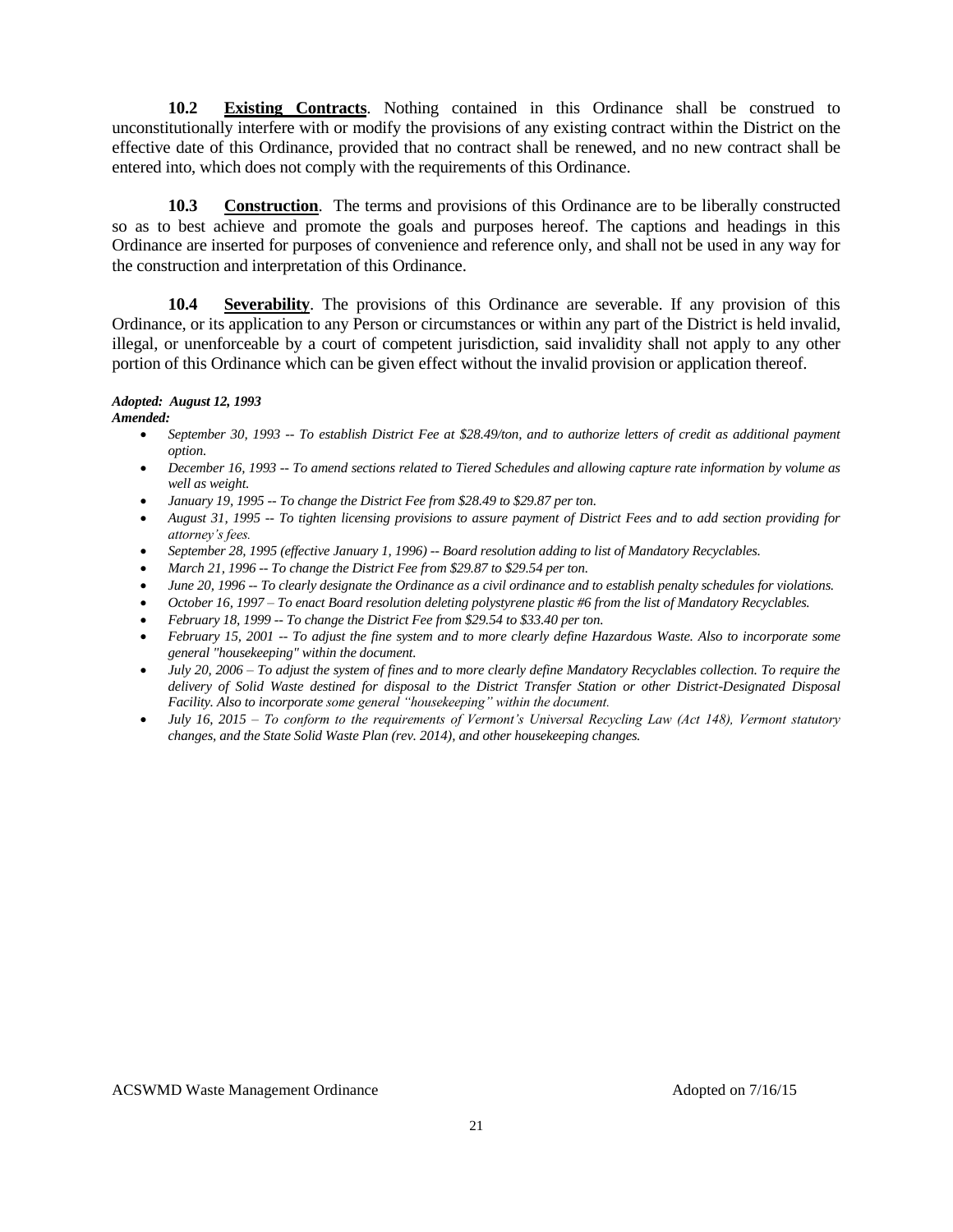**10.2 Existing Contracts**. Nothing contained in this Ordinance shall be construed to unconstitutionally interfere with or modify the provisions of any existing contract within the District on the effective date of this Ordinance, provided that no contract shall be renewed, and no new contract shall be entered into, which does not comply with the requirements of this Ordinance.

**10.3 Construction**. The terms and provisions of this Ordinance are to be liberally constructed so as to best achieve and promote the goals and purposes hereof. The captions and headings in this Ordinance are inserted for purposes of convenience and reference only, and shall not be used in any way for the construction and interpretation of this Ordinance.

**10.4 Severability**. The provisions of this Ordinance are severable. If any provision of this Ordinance, or its application to any Person or circumstances or within any part of the District is held invalid, illegal, or unenforceable by a court of competent jurisdiction, said invalidity shall not apply to any other portion of this Ordinance which can be given effect without the invalid provision or application thereof.

***Adopted: August 12, 1993***
***Amended:***

- *September 30, 1993 -- To establish District Fee at $28.49/ton, and to authorize letters of credit as additional payment option.*
- *December 16, 1993 -- To amend sections related to Tiered Schedules and allowing capture rate information by volume as well as weight.*
- *January 19, 1995 -- To change the District Fee from $28.49 to $29.87 per ton.*
- *August 31, 1995 -- To tighten licensing provisions to assure payment of District Fees and to add section providing for attorney's fees.*
- *September 28, 1995 (effective January 1, 1996) -- Board resolution adding to list of Mandatory Recyclables.*
- *March 21, 1996 -- To change the District Fee from $29.87 to $29.54 per ton.*
- *June 20, 1996 -- To clearly designate the Ordinance as a civil ordinance and to establish penalty schedules for violations.*
- *October 16, 1997 – To enact Board resolution deleting polystyrene plastic #6 from the list of Mandatory Recyclables.*
- *February 18, 1999 -- To change the District Fee from $29.54 to $33.40 per ton.*
- *February 15, 2001 -- To adjust the fine system and to more clearly define Hazardous Waste. Also to incorporate some general "housekeeping" within the document.*
- *July 20, 2006 – To adjust the system of fines and to more clearly define Mandatory Recyclables collection. To require the delivery of Solid Waste destined for disposal to the District Transfer Station or other District-Designated Disposal Facility. Also to incorporate some general "housekeeping" within the document.*
- *July 16, 2015 – To conform to the requirements of Vermont's Universal Recycling Law (Act 148), Vermont statutory changes, and the State Solid Waste Plan (rev. 2014), and other housekeeping changes.*